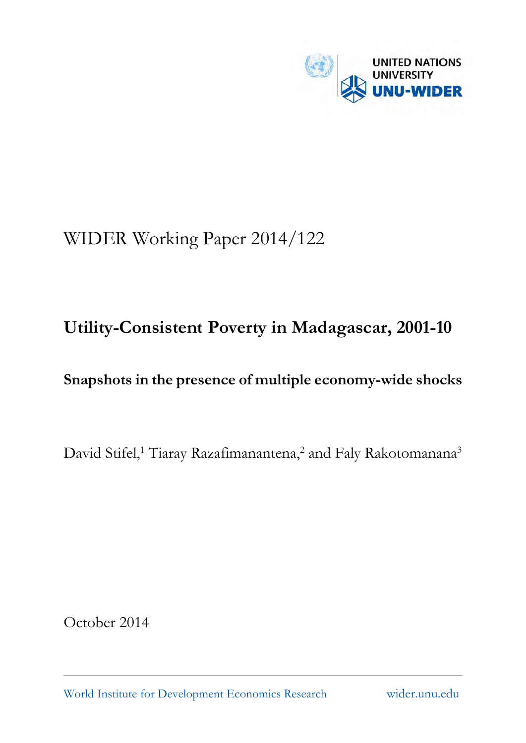UNITED NATIONS UNIVERSITY

UNU-WIDER

WIDER Working Paper 2014/122

# Utility-Consistent Poverty in Madagascar, 2001-10

## Snapshots in the presence of multiple economy-wide shocks

David Stifel,[1] Tiaray Razafimanantena,[2] and Faly Rakotomanana[3]

October 2014

World Institute for Development Economics Research wider.unu.edu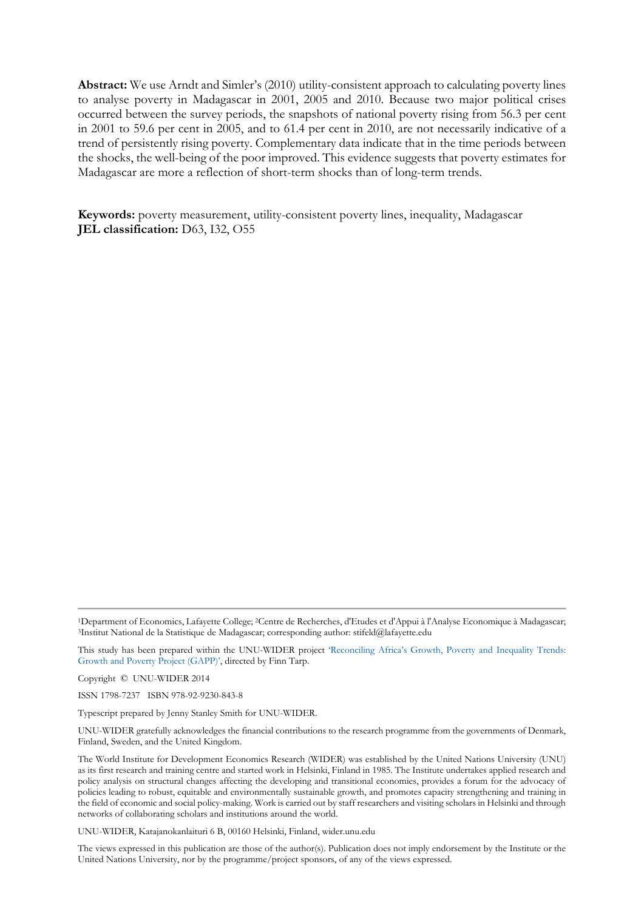**Abstract:** We use Arndt and Simler's (2010) utility-consistent approach to calculating poverty lines to analyse poverty in Madagascar in 2001, 2005 and 2010. Because two major political crises occurred between the survey periods, the snapshots of national poverty rising from 56.3 per cent in 2001 to 59.6 per cent in 2005, and to 61.4 per cent in 2010, are not necessarily indicative of a trend of persistently rising poverty. Complementary data indicate that in the time periods between the shocks, the well-being of the poor improved. This evidence suggests that poverty estimates for Madagascar are more a reflection of short-term shocks than of long-term trends.

**Keywords:** poverty measurement, utility-consistent poverty lines, inequality, Madagascar
**JEL classification:** D63, I32, O55

---

[1]Department of Economics, Lafayette College; [2]Centre de Recherches, d'Etudes et d'Appui à l'Analyse Economique à Madagascar; [3]Institut National de la Statistique de Madagascar; corresponding author: stifeld@lafayette.edu

This study has been prepared within the UNU-WIDER project 'Reconciling Africa's Growth, Poverty and Inequality Trends: Growth and Poverty Project (GAPP)', directed by Finn Tarp.

Copyright © UNU-WIDER 2014

ISSN 1798-7237 ISBN 978-92-9230-843-8

Typescript prepared by Jenny Stanley Smith for UNU-WIDER.

UNU-WIDER gratefully acknowledges the financial contributions to the research programme from the governments of Denmark, Finland, Sweden, and the United Kingdom.

The World Institute for Development Economics Research (WIDER) was established by the United Nations University (UNU) as its first research and training centre and started work in Helsinki, Finland in 1985. The Institute undertakes applied research and policy analysis on structural changes affecting the developing and transitional economies, provides a forum for the advocacy of policies leading to robust, equitable and environmentally sustainable growth, and promotes capacity strengthening and training in the field of economic and social policy-making. Work is carried out by staff researchers and visiting scholars in Helsinki and through networks of collaborating scholars and institutions around the world.

UNU-WIDER, Katajanokanlaituri 6 B, 00160 Helsinki, Finland, wider.unu.edu

The views expressed in this publication are those of the author(s). Publication does not imply endorsement by the Institute or the United Nations University, nor by the programme/project sponsors, of any of the views expressed.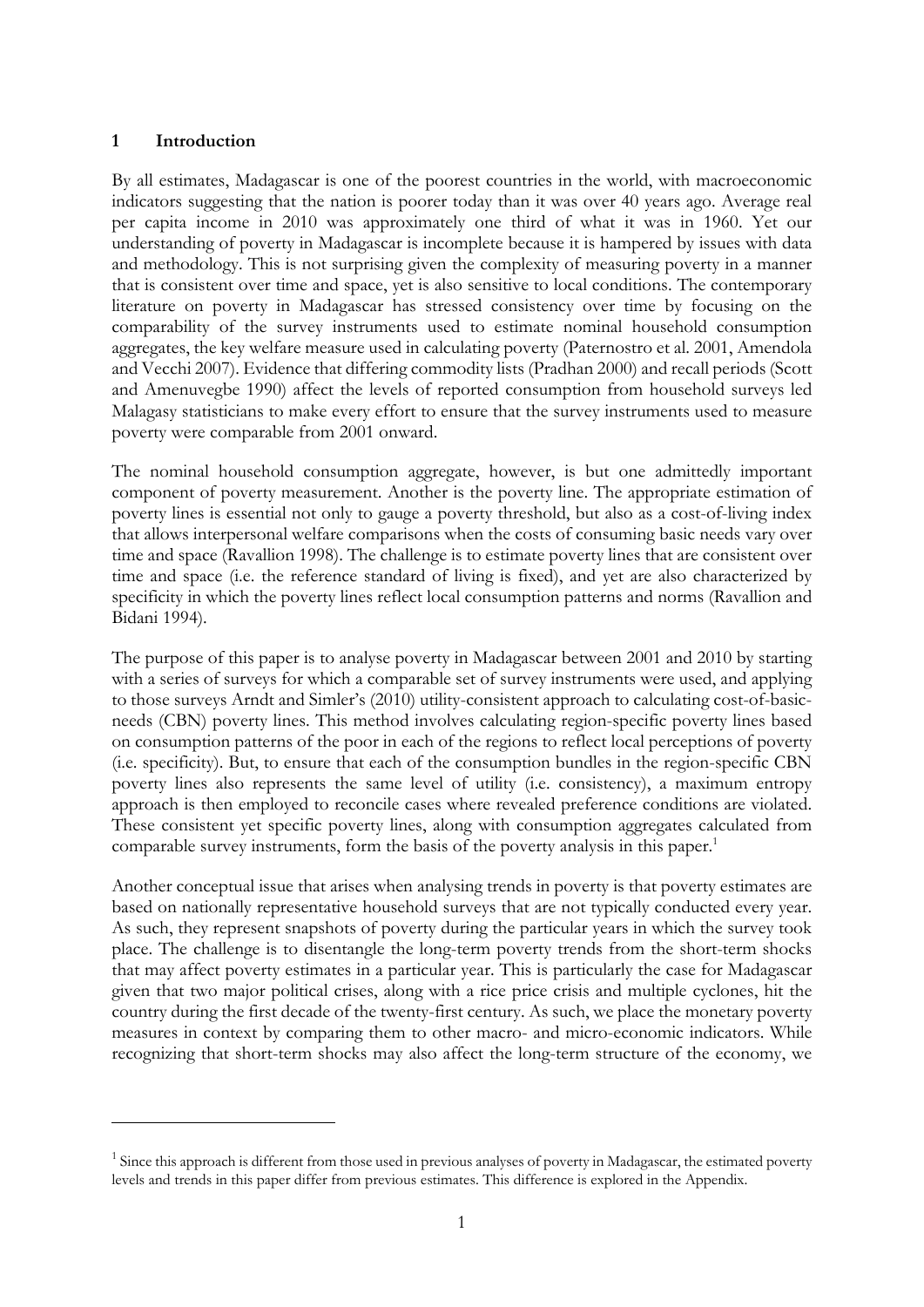## 1 Introduction

By all estimates, Madagascar is one of the poorest countries in the world, with macroeconomic indicators suggesting that the nation is poorer today than it was over 40 years ago. Average real per capita income in 2010 was approximately one third of what it was in 1960. Yet our understanding of poverty in Madagascar is incomplete because it is hampered by issues with data and methodology. This is not surprising given the complexity of measuring poverty in a manner that is consistent over time and space, yet is also sensitive to local conditions. The contemporary literature on poverty in Madagascar has stressed consistency over time by focusing on the comparability of the survey instruments used to estimate nominal household consumption aggregates, the key welfare measure used in calculating poverty (Paternostro et al. 2001, Amendola and Vecchi 2007). Evidence that differing commodity lists (Pradhan 2000) and recall periods (Scott and Amenuvegbe 1990) affect the levels of reported consumption from household surveys led Malagasy statisticians to make every effort to ensure that the survey instruments used to measure poverty were comparable from 2001 onward.

The nominal household consumption aggregate, however, is but one admittedly important component of poverty measurement. Another is the poverty line. The appropriate estimation of poverty lines is essential not only to gauge a poverty threshold, but also as a cost-of-living index that allows interpersonal welfare comparisons when the costs of consuming basic needs vary over time and space (Ravallion 1998). The challenge is to estimate poverty lines that are consistent over time and space (i.e. the reference standard of living is fixed), and yet are also characterized by specificity in which the poverty lines reflect local consumption patterns and norms (Ravallion and Bidani 1994).

The purpose of this paper is to analyse poverty in Madagascar between 2001 and 2010 by starting with a series of surveys for which a comparable set of survey instruments were used, and applying to those surveys Arndt and Simler's (2010) utility-consistent approach to calculating cost-of-basic-needs (CBN) poverty lines. This method involves calculating region-specific poverty lines based on consumption patterns of the poor in each of the regions to reflect local perceptions of poverty (i.e. specificity). But, to ensure that each of the consumption bundles in the region-specific CBN poverty lines also represents the same level of utility (i.e. consistency), a maximum entropy approach is then employed to reconcile cases where revealed preference conditions are violated. These consistent yet specific poverty lines, along with consumption aggregates calculated from comparable survey instruments, form the basis of the poverty analysis in this paper.[1]

Another conceptual issue that arises when analysing trends in poverty is that poverty estimates are based on nationally representative household surveys that are not typically conducted every year. As such, they represent snapshots of poverty during the particular years in which the survey took place. The challenge is to disentangle the long-term poverty trends from the short-term shocks that may affect poverty estimates in a particular year. This is particularly the case for Madagascar given that two major political crises, along with a rice price crisis and multiple cyclones, hit the country during the first decade of the twenty-first century. As such, we place the monetary poverty measures in context by comparing them to other macro- and micro-economic indicators. While recognizing that short-term shocks may also affect the long-term structure of the economy, we

[1] Since this approach is different from those used in previous analyses of poverty in Madagascar, the estimated poverty levels and trends in this paper differ from previous estimates. This difference is explored in the Appendix.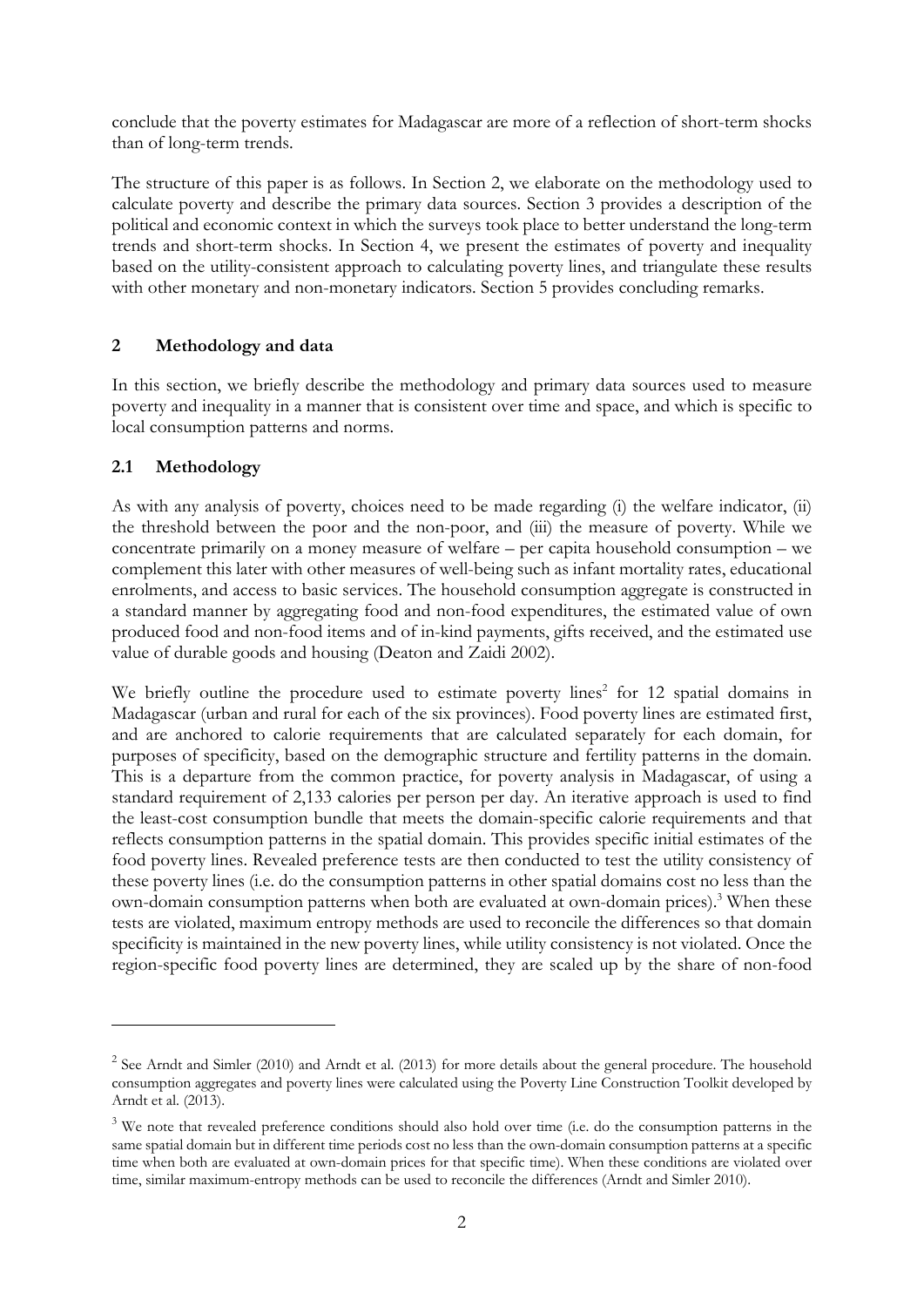conclude that the poverty estimates for Madagascar are more of a reflection of short-term shocks than of long-term trends.

The structure of this paper is as follows. In Section 2, we elaborate on the methodology used to calculate poverty and describe the primary data sources. Section 3 provides a description of the political and economic context in which the surveys took place to better understand the long-term trends and short-term shocks. In Section 4, we present the estimates of poverty and inequality based on the utility-consistent approach to calculating poverty lines, and triangulate these results with other monetary and non-monetary indicators. Section 5 provides concluding remarks.

## 2 Methodology and data

In this section, we briefly describe the methodology and primary data sources used to measure poverty and inequality in a manner that is consistent over time and space, and which is specific to local consumption patterns and norms.

### 2.1 Methodology

As with any analysis of poverty, choices need to be made regarding (i) the welfare indicator, (ii) the threshold between the poor and the non-poor, and (iii) the measure of poverty. While we concentrate primarily on a money measure of welfare – per capita household consumption – we complement this later with other measures of well-being such as infant mortality rates, educational enrolments, and access to basic services. The household consumption aggregate is constructed in a standard manner by aggregating food and non-food expenditures, the estimated value of own produced food and non-food items and of in-kind payments, gifts received, and the estimated use value of durable goods and housing (Deaton and Zaidi 2002).

We briefly outline the procedure used to estimate poverty lines[2] for 12 spatial domains in Madagascar (urban and rural for each of the six provinces). Food poverty lines are estimated first, and are anchored to calorie requirements that are calculated separately for each domain, for purposes of specificity, based on the demographic structure and fertility patterns in the domain. This is a departure from the common practice, for poverty analysis in Madagascar, of using a standard requirement of 2,133 calories per person per day. An iterative approach is used to find the least-cost consumption bundle that meets the domain-specific calorie requirements and that reflects consumption patterns in the spatial domain. This provides specific initial estimates of the food poverty lines. Revealed preference tests are then conducted to test the utility consistency of these poverty lines (i.e. do the consumption patterns in other spatial domains cost no less than the own-domain consumption patterns when both are evaluated at own-domain prices).[3] When these tests are violated, maximum entropy methods are used to reconcile the differences so that domain specificity is maintained in the new poverty lines, while utility consistency is not violated. Once the region-specific food poverty lines are determined, they are scaled up by the share of non-food

[2] See Arndt and Simler (2010) and Arndt et al. (2013) for more details about the general procedure. The household consumption aggregates and poverty lines were calculated using the Poverty Line Construction Toolkit developed by Arndt et al. (2013).

[3] We note that revealed preference conditions should also hold over time (i.e. do the consumption patterns in the same spatial domain but in different time periods cost no less than the own-domain consumption patterns at a specific time when both are evaluated at own-domain prices for that specific time). When these conditions are violated over time, similar maximum-entropy methods can be used to reconcile the differences (Arndt and Simler 2010).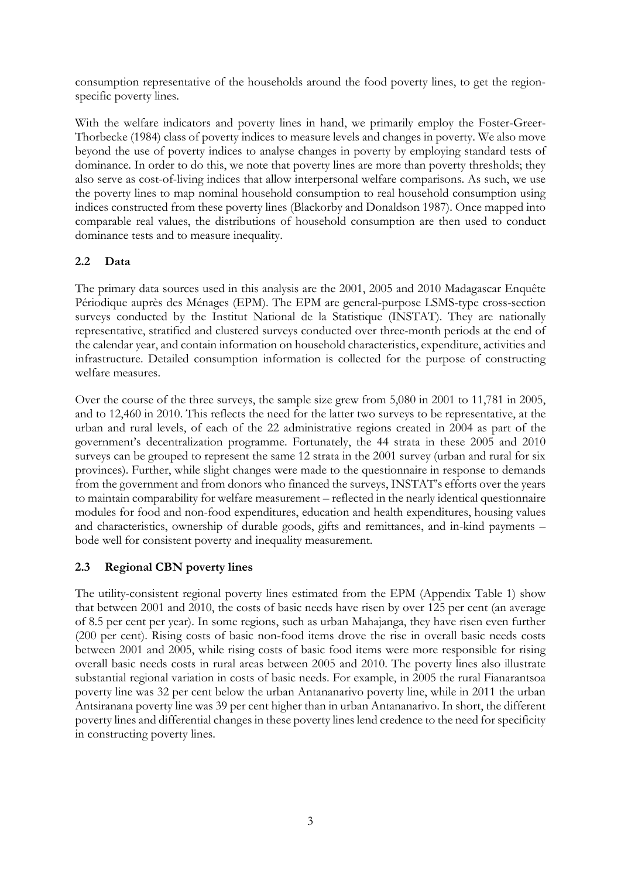consumption representative of the households around the food poverty lines, to get the region-specific poverty lines.

With the welfare indicators and poverty lines in hand, we primarily employ the Foster-Greer-Thorbecke (1984) class of poverty indices to measure levels and changes in poverty. We also move beyond the use of poverty indices to analyse changes in poverty by employing standard tests of dominance. In order to do this, we note that poverty lines are more than poverty thresholds; they also serve as cost-of-living indices that allow interpersonal welfare comparisons. As such, we use the poverty lines to map nominal household consumption to real household consumption using indices constructed from these poverty lines (Blackorby and Donaldson 1987). Once mapped into comparable real values, the distributions of household consumption are then used to conduct dominance tests and to measure inequality.

## 2.2 Data

The primary data sources used in this analysis are the 2001, 2005 and 2010 Madagascar Enquête Périodique auprès des Ménages (EPM). The EPM are general-purpose LSMS-type cross-section surveys conducted by the Institut National de la Statistique (INSTAT). They are nationally representative, stratified and clustered surveys conducted over three-month periods at the end of the calendar year, and contain information on household characteristics, expenditure, activities and infrastructure. Detailed consumption information is collected for the purpose of constructing welfare measures.

Over the course of the three surveys, the sample size grew from 5,080 in 2001 to 11,781 in 2005, and to 12,460 in 2010. This reflects the need for the latter two surveys to be representative, at the urban and rural levels, of each of the 22 administrative regions created in 2004 as part of the government's decentralization programme. Fortunately, the 44 strata in these 2005 and 2010 surveys can be grouped to represent the same 12 strata in the 2001 survey (urban and rural for six provinces). Further, while slight changes were made to the questionnaire in response to demands from the government and from donors who financed the surveys, INSTAT's efforts over the years to maintain comparability for welfare measurement – reflected in the nearly identical questionnaire modules for food and non-food expenditures, education and health expenditures, housing values and characteristics, ownership of durable goods, gifts and remittances, and in-kind payments – bode well for consistent poverty and inequality measurement.

## 2.3 Regional CBN poverty lines

The utility-consistent regional poverty lines estimated from the EPM (Appendix Table 1) show that between 2001 and 2010, the costs of basic needs have risen by over 125 per cent (an average of 8.5 per cent per year). In some regions, such as urban Mahajanga, they have risen even further (200 per cent). Rising costs of basic non-food items drove the rise in overall basic needs costs between 2001 and 2005, while rising costs of basic food items were more responsible for rising overall basic needs costs in rural areas between 2005 and 2010. The poverty lines also illustrate substantial regional variation in costs of basic needs. For example, in 2005 the rural Fianarantsoa poverty line was 32 per cent below the urban Antananarivo poverty line, while in 2011 the urban Antsiranana poverty line was 39 per cent higher than in urban Antananarivo. In short, the different poverty lines and differential changes in these poverty lines lend credence to the need for specificity in constructing poverty lines.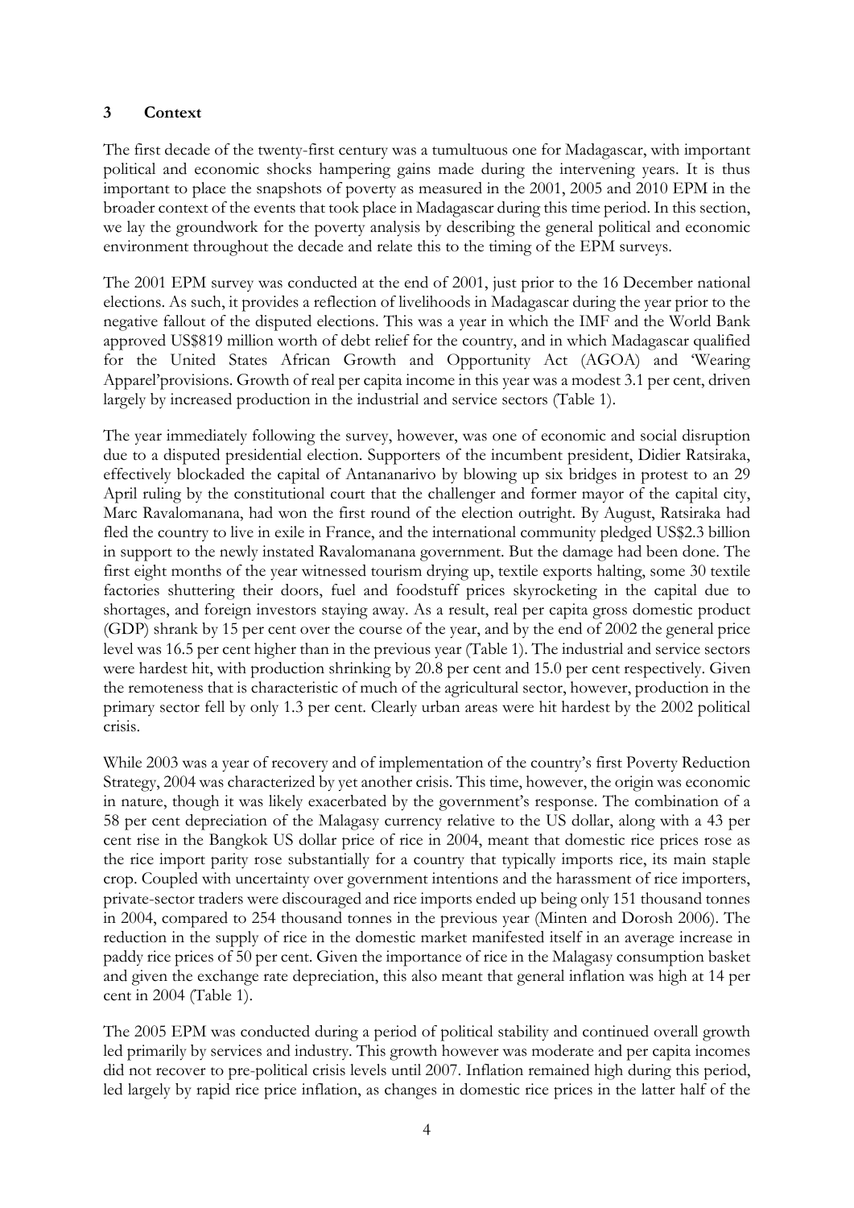## 3 Context

The first decade of the twenty-first century was a tumultuous one for Madagascar, with important political and economic shocks hampering gains made during the intervening years. It is thus important to place the snapshots of poverty as measured in the 2001, 2005 and 2010 EPM in the broader context of the events that took place in Madagascar during this time period. In this section, we lay the groundwork for the poverty analysis by describing the general political and economic environment throughout the decade and relate this to the timing of the EPM surveys.

The 2001 EPM survey was conducted at the end of 2001, just prior to the 16 December national elections. As such, it provides a reflection of livelihoods in Madagascar during the year prior to the negative fallout of the disputed elections. This was a year in which the IMF and the World Bank approved US$819 million worth of debt relief for the country, and in which Madagascar qualified for the United States African Growth and Opportunity Act (AGOA) and 'Wearing Apparel'provisions. Growth of real per capita income in this year was a modest 3.1 per cent, driven largely by increased production in the industrial and service sectors (Table 1).

The year immediately following the survey, however, was one of economic and social disruption due to a disputed presidential election. Supporters of the incumbent president, Didier Ratsiraka, effectively blockaded the capital of Antananarivo by blowing up six bridges in protest to an 29 April ruling by the constitutional court that the challenger and former mayor of the capital city, Marc Ravalomanana, had won the first round of the election outright. By August, Ratsiraka had fled the country to live in exile in France, and the international community pledged US$2.3 billion in support to the newly instated Ravalomanana government. But the damage had been done. The first eight months of the year witnessed tourism drying up, textile exports halting, some 30 textile factories shuttering their doors, fuel and foodstuff prices skyrocketing in the capital due to shortages, and foreign investors staying away. As a result, real per capita gross domestic product (GDP) shrank by 15 per cent over the course of the year, and by the end of 2002 the general price level was 16.5 per cent higher than in the previous year (Table 1). The industrial and service sectors were hardest hit, with production shrinking by 20.8 per cent and 15.0 per cent respectively. Given the remoteness that is characteristic of much of the agricultural sector, however, production in the primary sector fell by only 1.3 per cent. Clearly urban areas were hit hardest by the 2002 political crisis.

While 2003 was a year of recovery and of implementation of the country's first Poverty Reduction Strategy, 2004 was characterized by yet another crisis. This time, however, the origin was economic in nature, though it was likely exacerbated by the government's response. The combination of a 58 per cent depreciation of the Malagasy currency relative to the US dollar, along with a 43 per cent rise in the Bangkok US dollar price of rice in 2004, meant that domestic rice prices rose as the rice import parity rose substantially for a country that typically imports rice, its main staple crop. Coupled with uncertainty over government intentions and the harassment of rice importers, private-sector traders were discouraged and rice imports ended up being only 151 thousand tonnes in 2004, compared to 254 thousand tonnes in the previous year (Minten and Dorosh 2006). The reduction in the supply of rice in the domestic market manifested itself in an average increase in paddy rice prices of 50 per cent. Given the importance of rice in the Malagasy consumption basket and given the exchange rate depreciation, this also meant that general inflation was high at 14 per cent in 2004 (Table 1).

The 2005 EPM was conducted during a period of political stability and continued overall growth led primarily by services and industry. This growth however was moderate and per capita incomes did not recover to pre-political crisis levels until 2007. Inflation remained high during this period, led largely by rapid rice price inflation, as changes in domestic rice prices in the latter half of the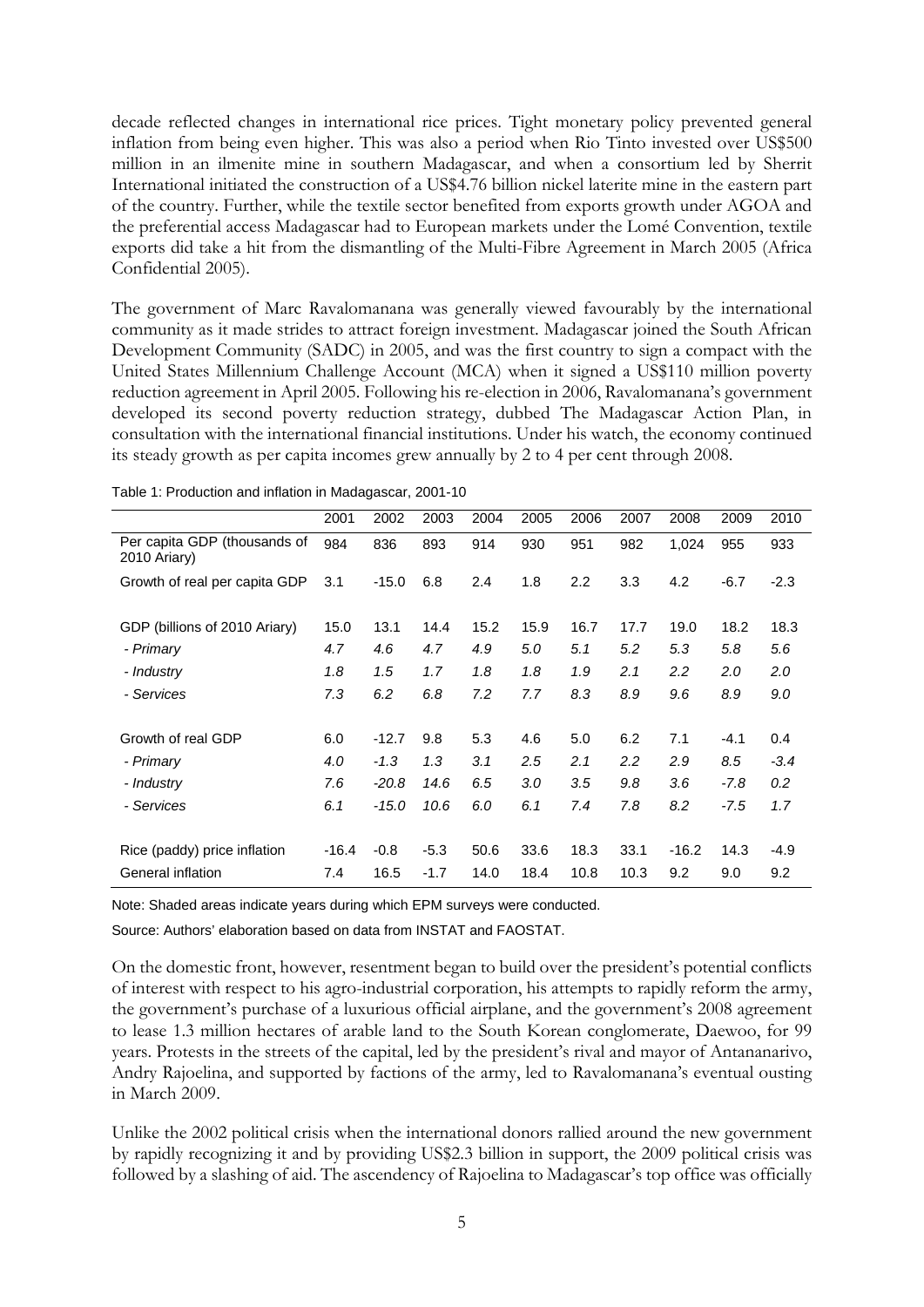decade reflected changes in international rice prices. Tight monetary policy prevented general inflation from being even higher. This was also a period when Rio Tinto invested over US$500 million in an ilmenite mine in southern Madagascar, and when a consortium led by Sherrit International initiated the construction of a US$4.76 billion nickel laterite mine in the eastern part of the country. Further, while the textile sector benefited from exports growth under AGOA and the preferential access Madagascar had to European markets under the Lomé Convention, textile exports did take a hit from the dismantling of the Multi-Fibre Agreement in March 2005 (Africa Confidential 2005).

The government of Marc Ravalomanana was generally viewed favourably by the international community as it made strides to attract foreign investment. Madagascar joined the South African Development Community (SADC) in 2005, and was the first country to sign a compact with the United States Millennium Challenge Account (MCA) when it signed a US$110 million poverty reduction agreement in April 2005. Following his re-election in 2006, Ravalomanana's government developed its second poverty reduction strategy, dubbed The Madagascar Action Plan, in consultation with the international financial institutions. Under his watch, the economy continued its steady growth as per capita incomes grew annually by 2 to 4 per cent through 2008.

Table 1: Production and inflation in Madagascar, 2001-10

| | 2001 | 2002 | 2003 | 2004 | 2005 | 2006 | 2007 | 2008 | 2009 | 2010 |
|---|---|---|---|---|---|---|---|---|---|---|
| Per capita GDP (thousands of 2010 Ariary) | 984 | 836 | 893 | 914 | 930 | 951 | 982 | 1,024 | 955 | 933 |
| Growth of real per capita GDP | 3.1 | -15.0 | 6.8 | 2.4 | 1.8 | 2.2 | 3.3 | 4.2 | -6.7 | -2.3 |
| GDP (billions of 2010 Ariary) | 15.0 | 13.1 | 14.4 | 15.2 | 15.9 | 16.7 | 17.7 | 19.0 | 18.2 | 18.3 |
| *- Primary* | *4.7* | *4.6* | *4.7* | *4.9* | *5.0* | *5.1* | *5.2* | *5.3* | *5.8* | *5.6* |
| *- Industry* | *1.8* | *1.5* | *1.7* | *1.8* | *1.8* | *1.9* | *2.1* | *2.2* | *2.0* | *2.0* |
| *- Services* | *7.3* | *6.2* | *6.8* | *7.2* | *7.7* | *8.3* | *8.9* | *9.6* | *8.9* | *9.0* |
| Growth of real GDP | 6.0 | -12.7 | 9.8 | 5.3 | 4.6 | 5.0 | 6.2 | 7.1 | -4.1 | 0.4 |
| *- Primary* | *4.0* | *-1.3* | *1.3* | *3.1* | *2.5* | *2.1* | *2.2* | *2.9* | *8.5* | *-3.4* |
| *- Industry* | *7.6* | *-20.8* | *14.6* | *6.5* | *3.0* | *3.5* | *9.8* | *3.6* | *-7.8* | *0.2* |
| *- Services* | *6.1* | *-15.0* | *10.6* | *6.0* | *6.1* | *7.4* | *7.8* | *8.2* | *-7.5* | *1.7* |
| Rice (paddy) price inflation | -16.4 | -0.8 | -5.3 | 50.6 | 33.6 | 18.3 | 33.1 | -16.2 | 14.3 | -4.9 |
| General inflation | 7.4 | 16.5 | -1.7 | 14.0 | 18.4 | 10.8 | 10.3 | 9.2 | 9.0 | 9.2 |

Note: Shaded areas indicate years during which EPM surveys were conducted.

Source: Authors' elaboration based on data from INSTAT and FAOSTAT.

On the domestic front, however, resentment began to build over the president's potential conflicts of interest with respect to his agro-industrial corporation, his attempts to rapidly reform the army, the government's purchase of a luxurious official airplane, and the government's 2008 agreement to lease 1.3 million hectares of arable land to the South Korean conglomerate, Daewoo, for 99 years. Protests in the streets of the capital, led by the president's rival and mayor of Antananarivo, Andry Rajoelina, and supported by factions of the army, led to Ravalomanana's eventual ousting in March 2009.

Unlike the 2002 political crisis when the international donors rallied around the new government by rapidly recognizing it and by providing US$2.3 billion in support, the 2009 political crisis was followed by a slashing of aid. The ascendency of Rajoelina to Madagascar's top office was officially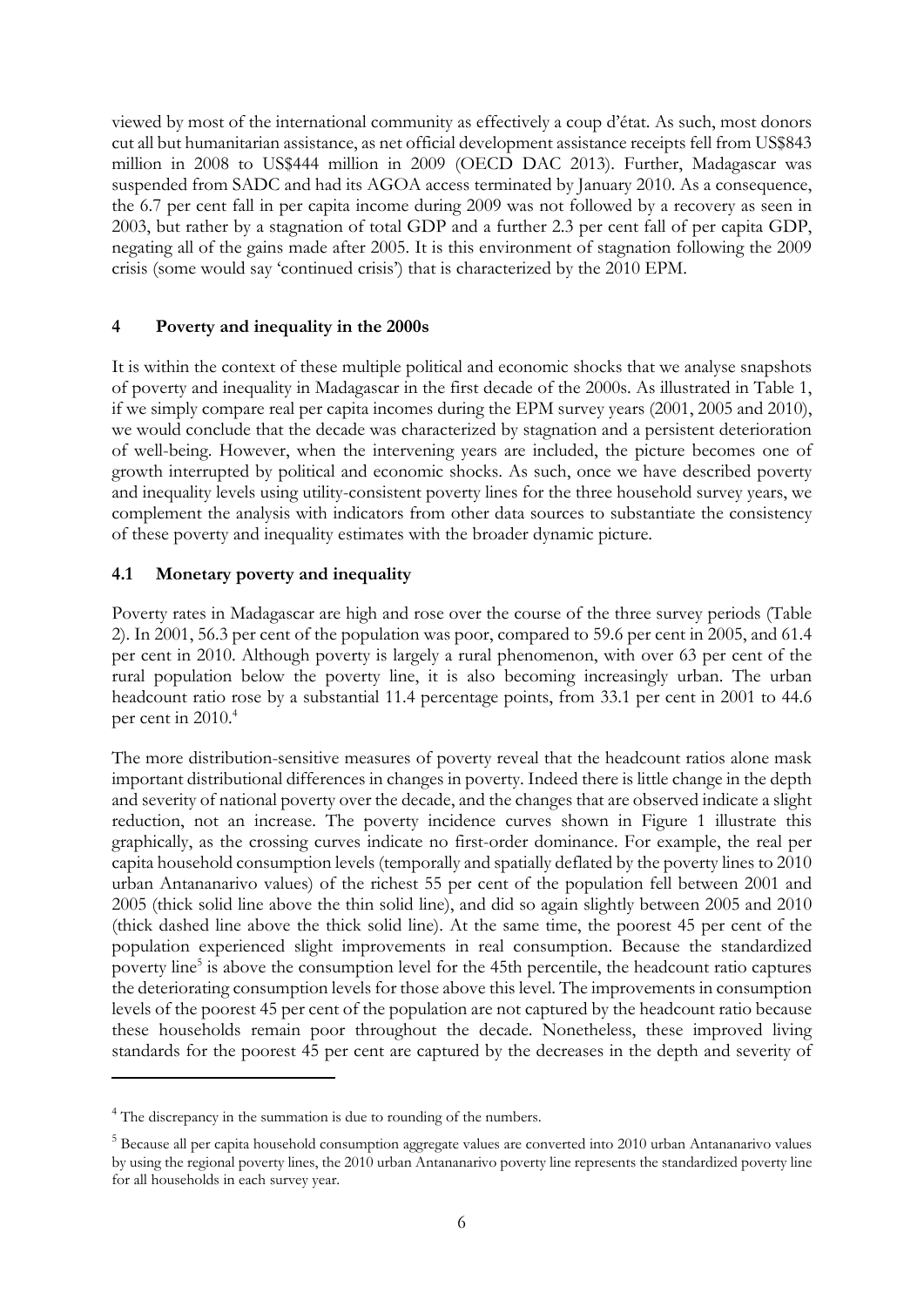viewed by most of the international community as effectively a coup d'état. As such, most donors cut all but humanitarian assistance, as net official development assistance receipts fell from US$843 million in 2008 to US$444 million in 2009 (OECD DAC 2013). Further, Madagascar was suspended from SADC and had its AGOA access terminated by January 2010. As a consequence, the 6.7 per cent fall in per capita income during 2009 was not followed by a recovery as seen in 2003, but rather by a stagnation of total GDP and a further 2.3 per cent fall of per capita GDP, negating all of the gains made after 2005. It is this environment of stagnation following the 2009 crisis (some would say 'continued crisis') that is characterized by the 2010 EPM.

## 4 Poverty and inequality in the 2000s

It is within the context of these multiple political and economic shocks that we analyse snapshots of poverty and inequality in Madagascar in the first decade of the 2000s. As illustrated in Table 1, if we simply compare real per capita incomes during the EPM survey years (2001, 2005 and 2010), we would conclude that the decade was characterized by stagnation and a persistent deterioration of well-being. However, when the intervening years are included, the picture becomes one of growth interrupted by political and economic shocks. As such, once we have described poverty and inequality levels using utility-consistent poverty lines for the three household survey years, we complement the analysis with indicators from other data sources to substantiate the consistency of these poverty and inequality estimates with the broader dynamic picture.

### 4.1 Monetary poverty and inequality

Poverty rates in Madagascar are high and rose over the course of the three survey periods (Table 2). In 2001, 56.3 per cent of the population was poor, compared to 59.6 per cent in 2005, and 61.4 per cent in 2010. Although poverty is largely a rural phenomenon, with over 63 per cent of the rural population below the poverty line, it is also becoming increasingly urban. The urban headcount ratio rose by a substantial 11.4 percentage points, from 33.1 per cent in 2001 to 44.6 per cent in 2010.[4]

The more distribution-sensitive measures of poverty reveal that the headcount ratios alone mask important distributional differences in changes in poverty. Indeed there is little change in the depth and severity of national poverty over the decade, and the changes that are observed indicate a slight reduction, not an increase. The poverty incidence curves shown in Figure 1 illustrate this graphically, as the crossing curves indicate no first-order dominance. For example, the real per capita household consumption levels (temporally and spatially deflated by the poverty lines to 2010 urban Antananarivo values) of the richest 55 per cent of the population fell between 2001 and 2005 (thick solid line above the thin solid line), and did so again slightly between 2005 and 2010 (thick dashed line above the thick solid line). At the same time, the poorest 45 per cent of the population experienced slight improvements in real consumption. Because the standardized poverty line[5] is above the consumption level for the 45th percentile, the headcount ratio captures the deteriorating consumption levels for those above this level. The improvements in consumption levels of the poorest 45 per cent of the population are not captured by the headcount ratio because these households remain poor throughout the decade. Nonetheless, these improved living standards for the poorest 45 per cent are captured by the decreases in the depth and severity of

[4] The discrepancy in the summation is due to rounding of the numbers.

[5] Because all per capita household consumption aggregate values are converted into 2010 urban Antananarivo values by using the regional poverty lines, the 2010 urban Antananarivo poverty line represents the standardized poverty line for all households in each survey year.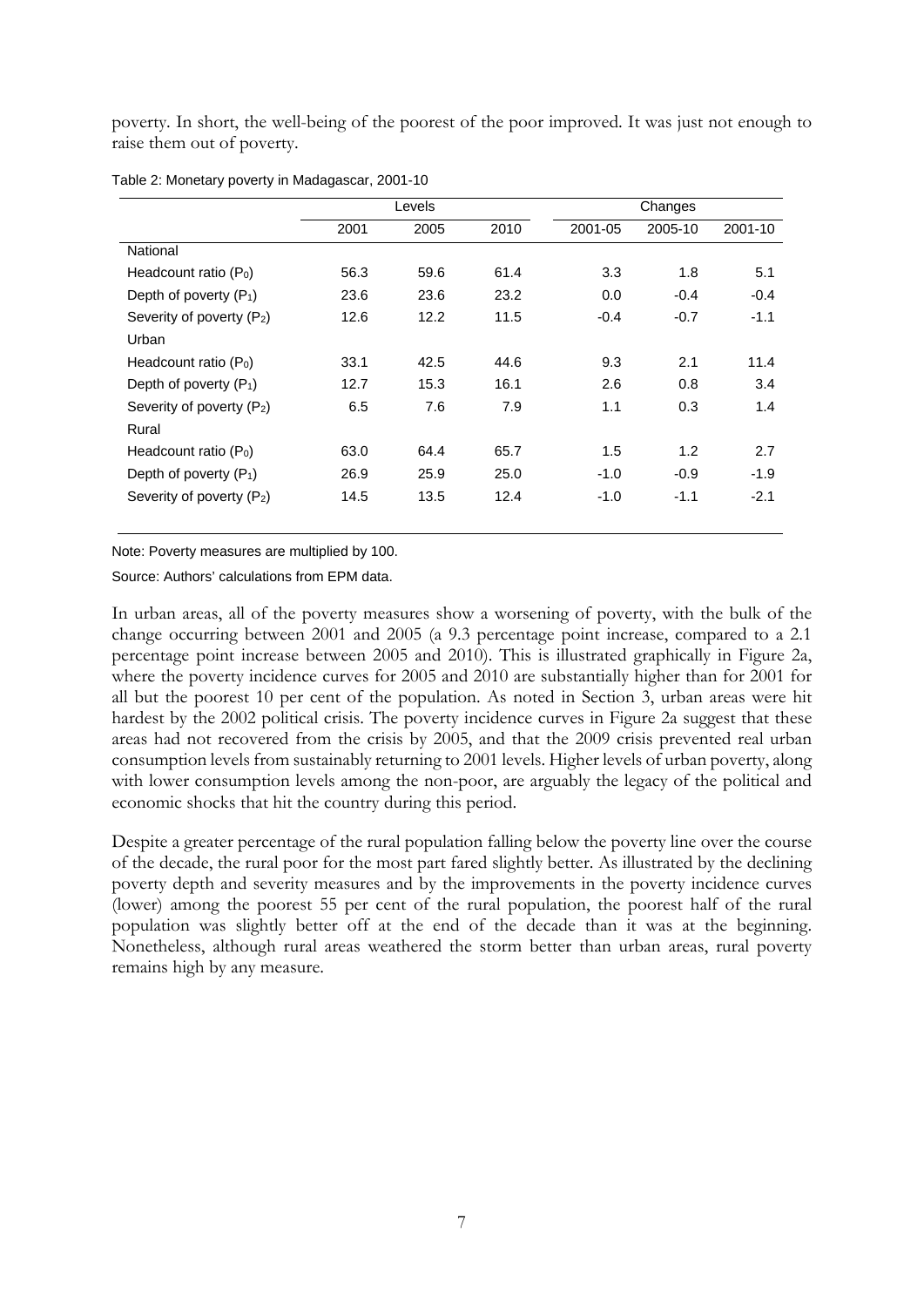poverty. In short, the well-being of the poorest of the poor improved. It was just not enough to raise them out of poverty.

Table 2: Monetary poverty in Madagascar, 2001-10

| | Levels | | | Changes | | |
|---|---|---|---|---|---|---|
| | 2001 | 2005 | 2010 | 2001-05 | 2005-10 | 2001-10 |
| National | | | | | | |
| Headcount ratio ($P_0$) | 56.3 | 59.6 | 61.4 | 3.3 | 1.8 | 5.1 |
| Depth of poverty ($P_1$) | 23.6 | 23.6 | 23.2 | 0.0 | -0.4 | -0.4 |
| Severity of poverty ($P_2$) | 12.6 | 12.2 | 11.5 | -0.4 | -0.7 | -1.1 |
| Urban | | | | | | |
| Headcount ratio ($P_0$) | 33.1 | 42.5 | 44.6 | 9.3 | 2.1 | 11.4 |
| Depth of poverty ($P_1$) | 12.7 | 15.3 | 16.1 | 2.6 | 0.8 | 3.4 |
| Severity of poverty ($P_2$) | 6.5 | 7.6 | 7.9 | 1.1 | 0.3 | 1.4 |
| Rural | | | | | | |
| Headcount ratio ($P_0$) | 63.0 | 64.4 | 65.7 | 1.5 | 1.2 | 2.7 |
| Depth of poverty ($P_1$) | 26.9 | 25.9 | 25.0 | -1.0 | -0.9 | -1.9 |
| Severity of poverty ($P_2$) | 14.5 | 13.5 | 12.4 | -1.0 | -1.1 | -2.1 |

Note: Poverty measures are multiplied by 100.

Source: Authors' calculations from EPM data.

In urban areas, all of the poverty measures show a worsening of poverty, with the bulk of the change occurring between 2001 and 2005 (a 9.3 percentage point increase, compared to a 2.1 percentage point increase between 2005 and 2010). This is illustrated graphically in Figure 2a, where the poverty incidence curves for 2005 and 2010 are substantially higher than for 2001 for all but the poorest 10 per cent of the population. As noted in Section 3, urban areas were hit hardest by the 2002 political crisis. The poverty incidence curves in Figure 2a suggest that these areas had not recovered from the crisis by 2005, and that the 2009 crisis prevented real urban consumption levels from sustainably returning to 2001 levels. Higher levels of urban poverty, along with lower consumption levels among the non-poor, are arguably the legacy of the political and economic shocks that hit the country during this period.

Despite a greater percentage of the rural population falling below the poverty line over the course of the decade, the rural poor for the most part fared slightly better. As illustrated by the declining poverty depth and severity measures and by the improvements in the poverty incidence curves (lower) among the poorest 55 per cent of the rural population, the poorest half of the rural population was slightly better off at the end of the decade than it was at the beginning. Nonetheless, although rural areas weathered the storm better than urban areas, rural poverty remains high by any measure.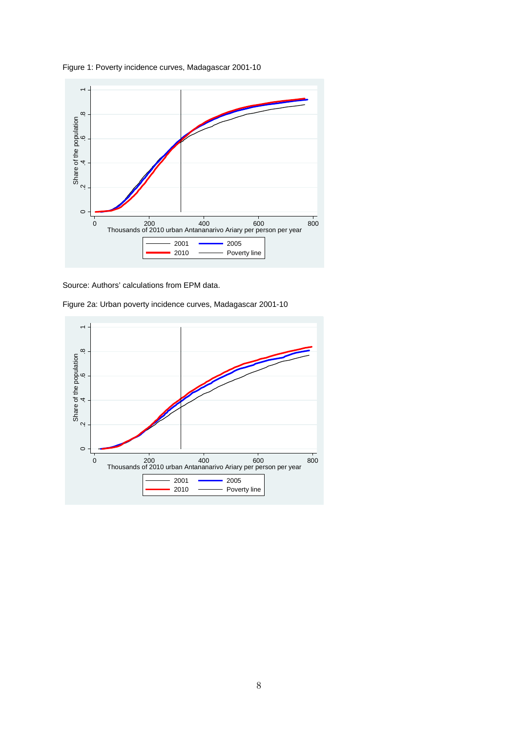Figure 1: Poverty incidence curves, Madagascar 2001-10

Source: Authors' calculations from EPM data.

Figure 2a: Urban poverty incidence curves, Madagascar 2001-10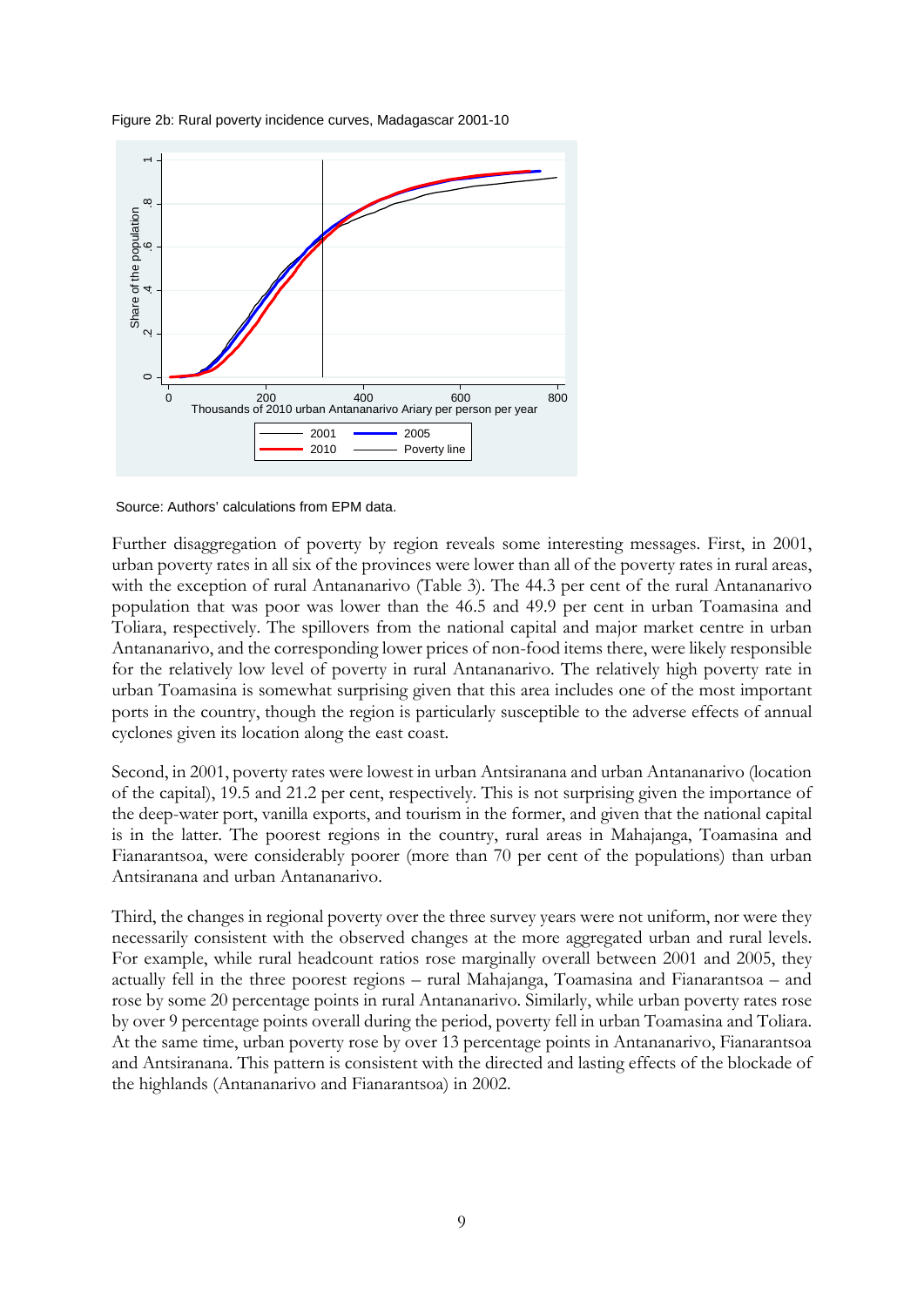Figure 2b: Rural poverty incidence curves, Madagascar 2001-10

Source: Authors' calculations from EPM data.

Further disaggregation of poverty by region reveals some interesting messages. First, in 2001, urban poverty rates in all six of the provinces were lower than all of the poverty rates in rural areas, with the exception of rural Antananarivo (Table 3). The 44.3 per cent of the rural Antananarivo population that was poor was lower than the 46.5 and 49.9 per cent in urban Toamasina and Toliara, respectively. The spillovers from the national capital and major market centre in urban Antananarivo, and the corresponding lower prices of non-food items there, were likely responsible for the relatively low level of poverty in rural Antananarivo. The relatively high poverty rate in urban Toamasina is somewhat surprising given that this area includes one of the most important ports in the country, though the region is particularly susceptible to the adverse effects of annual cyclones given its location along the east coast.

Second, in 2001, poverty rates were lowest in urban Antsiranana and urban Antananarivo (location of the capital), 19.5 and 21.2 per cent, respectively. This is not surprising given the importance of the deep-water port, vanilla exports, and tourism in the former, and given that the national capital is in the latter. The poorest regions in the country, rural areas in Mahajanga, Toamasina and Fianarantsoa, were considerably poorer (more than 70 per cent of the populations) than urban Antsiranana and urban Antananarivo.

Third, the changes in regional poverty over the three survey years were not uniform, nor were they necessarily consistent with the observed changes at the more aggregated urban and rural levels. For example, while rural headcount ratios rose marginally overall between 2001 and 2005, they actually fell in the three poorest regions – rural Mahajanga, Toamasina and Fianarantsoa – and rose by some 20 percentage points in rural Antananarivo. Similarly, while urban poverty rates rose by over 9 percentage points overall during the period, poverty fell in urban Toamasina and Toliara. At the same time, urban poverty rose by over 13 percentage points in Antananarivo, Fianarantsoa and Antsiranana. This pattern is consistent with the directed and lasting effects of the blockade of the highlands (Antananarivo and Fianarantsoa) in 2002.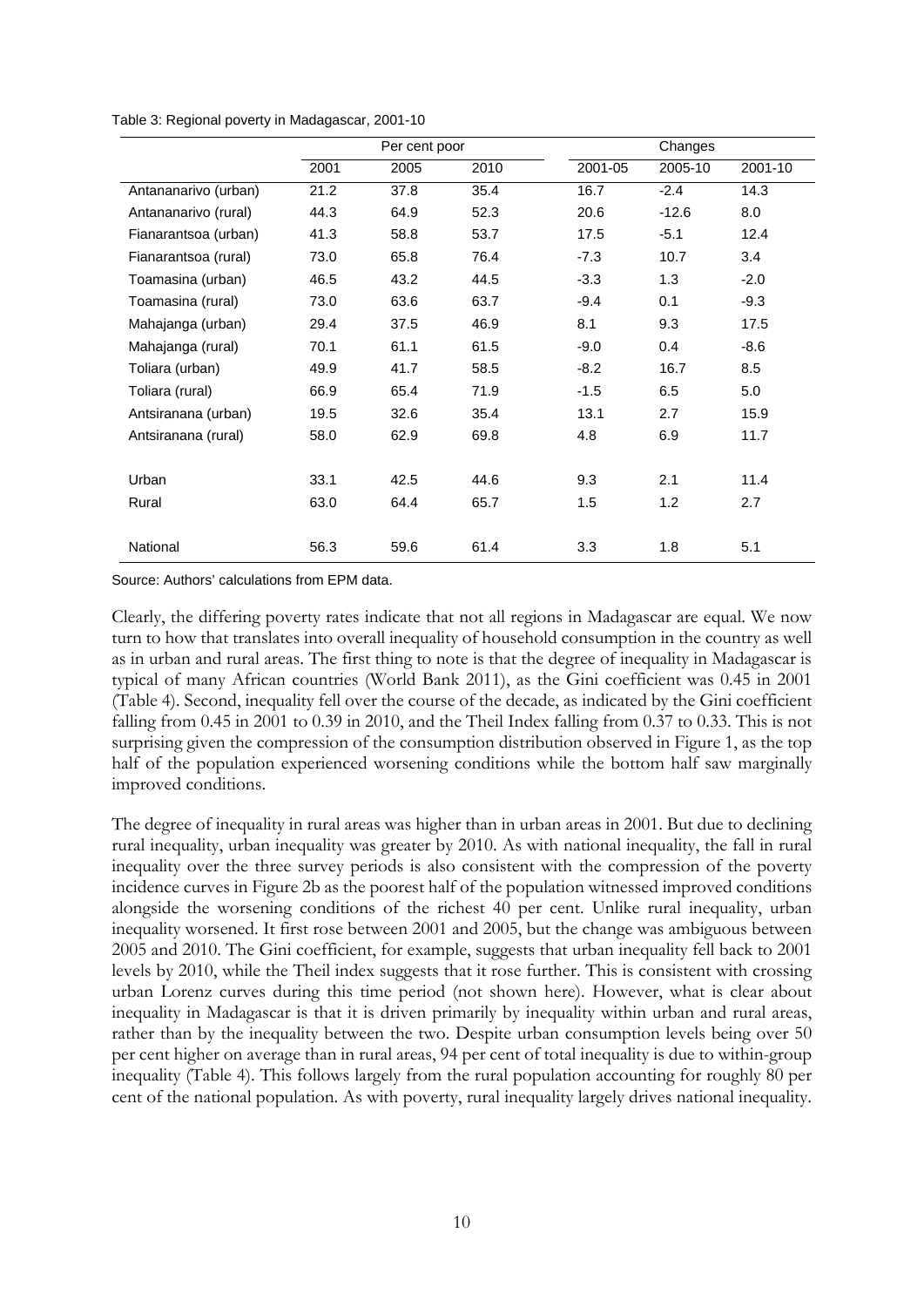Table 3: Regional poverty in Madagascar, 2001-10

| | Per cent poor | | | Changes | | |
|---|---|---|---|---|---|---|
| | 2001 | 2005 | 2010 | 2001-05 | 2005-10 | 2001-10 |
| Antananarivo (urban) | 21.2 | 37.8 | 35.4 | 16.7 | -2.4 | 14.3 |
| Antananarivo (rural) | 44.3 | 64.9 | 52.3 | 20.6 | -12.6 | 8.0 |
| Fianarantsoa (urban) | 41.3 | 58.8 | 53.7 | 17.5 | -5.1 | 12.4 |
| Fianarantsoa (rural) | 73.0 | 65.8 | 76.4 | -7.3 | 10.7 | 3.4 |
| Toamasina (urban) | 46.5 | 43.2 | 44.5 | -3.3 | 1.3 | -2.0 |
| Toamasina (rural) | 73.0 | 63.6 | 63.7 | -9.4 | 0.1 | -9.3 |
| Mahajanga (urban) | 29.4 | 37.5 | 46.9 | 8.1 | 9.3 | 17.5 |
| Mahajanga (rural) | 70.1 | 61.1 | 61.5 | -9.0 | 0.4 | -8.6 |
| Toliara (urban) | 49.9 | 41.7 | 58.5 | -8.2 | 16.7 | 8.5 |
| Toliara (rural) | 66.9 | 65.4 | 71.9 | -1.5 | 6.5 | 5.0 |
| Antsiranana (urban) | 19.5 | 32.6 | 35.4 | 13.1 | 2.7 | 15.9 |
| Antsiranana (rural) | 58.0 | 62.9 | 69.8 | 4.8 | 6.9 | 11.7 |
| Urban | 33.1 | 42.5 | 44.6 | 9.3 | 2.1 | 11.4 |
| Rural | 63.0 | 64.4 | 65.7 | 1.5 | 1.2 | 2.7 |
| National | 56.3 | 59.6 | 61.4 | 3.3 | 1.8 | 5.1 |

Source: Authors' calculations from EPM data.

Clearly, the differing poverty rates indicate that not all regions in Madagascar are equal. We now turn to how that translates into overall inequality of household consumption in the country as well as in urban and rural areas. The first thing to note is that the degree of inequality in Madagascar is typical of many African countries (World Bank 2011), as the Gini coefficient was 0.45 in 2001 (Table 4). Second, inequality fell over the course of the decade, as indicated by the Gini coefficient falling from 0.45 in 2001 to 0.39 in 2010, and the Theil Index falling from 0.37 to 0.33. This is not surprising given the compression of the consumption distribution observed in Figure 1, as the top half of the population experienced worsening conditions while the bottom half saw marginally improved conditions.

The degree of inequality in rural areas was higher than in urban areas in 2001. But due to declining rural inequality, urban inequality was greater by 2010. As with national inequality, the fall in rural inequality over the three survey periods is also consistent with the compression of the poverty incidence curves in Figure 2b as the poorest half of the population witnessed improved conditions alongside the worsening conditions of the richest 40 per cent. Unlike rural inequality, urban inequality worsened. It first rose between 2001 and 2005, but the change was ambiguous between 2005 and 2010. The Gini coefficient, for example, suggests that urban inequality fell back to 2001 levels by 2010, while the Theil index suggests that it rose further. This is consistent with crossing urban Lorenz curves during this time period (not shown here). However, what is clear about inequality in Madagascar is that it is driven primarily by inequality within urban and rural areas, rather than by the inequality between the two. Despite urban consumption levels being over 50 per cent higher on average than in rural areas, 94 per cent of total inequality is due to within-group inequality (Table 4). This follows largely from the rural population accounting for roughly 80 per cent of the national population. As with poverty, rural inequality largely drives national inequality.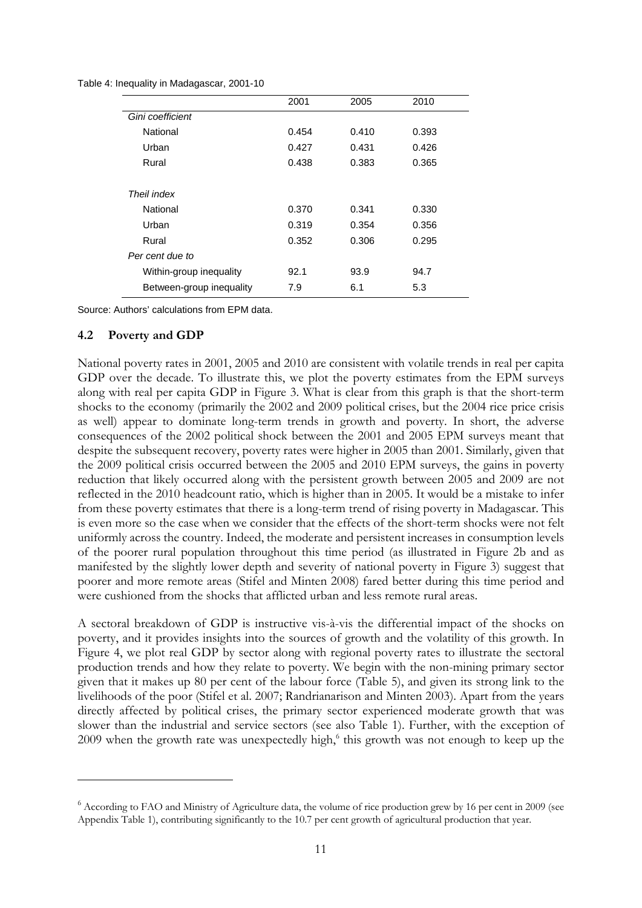Table 4: Inequality in Madagascar, 2001-10

| | 2001 | 2005 | 2010 |
|---|---|---|---|
| *Gini coefficient* | | | |
| National | 0.454 | 0.410 | 0.393 |
| Urban | 0.427 | 0.431 | 0.426 |
| Rural | 0.438 | 0.383 | 0.365 |
| *Theil index* | | | |
| National | 0.370 | 0.341 | 0.330 |
| Urban | 0.319 | 0.354 | 0.356 |
| Rural | 0.352 | 0.306 | 0.295 |
| *Per cent due to* | | | |
| Within-group inequality | 92.1 | 93.9 | 94.7 |
| Between-group inequality | 7.9 | 6.1 | 5.3 |

Source: Authors' calculations from EPM data.

### 4.2 Poverty and GDP

National poverty rates in 2001, 2005 and 2010 are consistent with volatile trends in real per capita GDP over the decade. To illustrate this, we plot the poverty estimates from the EPM surveys along with real per capita GDP in Figure 3. What is clear from this graph is that the short-term shocks to the economy (primarily the 2002 and 2009 political crises, but the 2004 rice price crisis as well) appear to dominate long-term trends in growth and poverty. In short, the adverse consequences of the 2002 political shock between the 2001 and 2005 EPM surveys meant that despite the subsequent recovery, poverty rates were higher in 2005 than 2001. Similarly, given that the 2009 political crisis occurred between the 2005 and 2010 EPM surveys, the gains in poverty reduction that likely occurred along with the persistent growth between 2005 and 2009 are not reflected in the 2010 headcount ratio, which is higher than in 2005. It would be a mistake to infer from these poverty estimates that there is a long-term trend of rising poverty in Madagascar. This is even more so the case when we consider that the effects of the short-term shocks were not felt uniformly across the country. Indeed, the moderate and persistent increases in consumption levels of the poorer rural population throughout this time period (as illustrated in Figure 2b and as manifested by the slightly lower depth and severity of national poverty in Figure 3) suggest that poorer and more remote areas (Stifel and Minten 2008) fared better during this time period and were cushioned from the shocks that afflicted urban and less remote rural areas.

A sectoral breakdown of GDP is instructive vis-à-vis the differential impact of the shocks on poverty, and it provides insights into the sources of growth and the volatility of this growth. In Figure 4, we plot real GDP by sector along with regional poverty rates to illustrate the sectoral production trends and how they relate to poverty. We begin with the non-mining primary sector given that it makes up 80 per cent of the labour force (Table 5), and given its strong link to the livelihoods of the poor (Stifel et al. 2007; Randrianarison and Minten 2003). Apart from the years directly affected by political crises, the primary sector experienced moderate growth that was slower than the industrial and service sectors (see also Table 1). Further, with the exception of 2009 when the growth rate was unexpectedly high,[6] this growth was not enough to keep up the

[6] According to FAO and Ministry of Agriculture data, the volume of rice production grew by 16 per cent in 2009 (see Appendix Table 1), contributing significantly to the 10.7 per cent growth of agricultural production that year.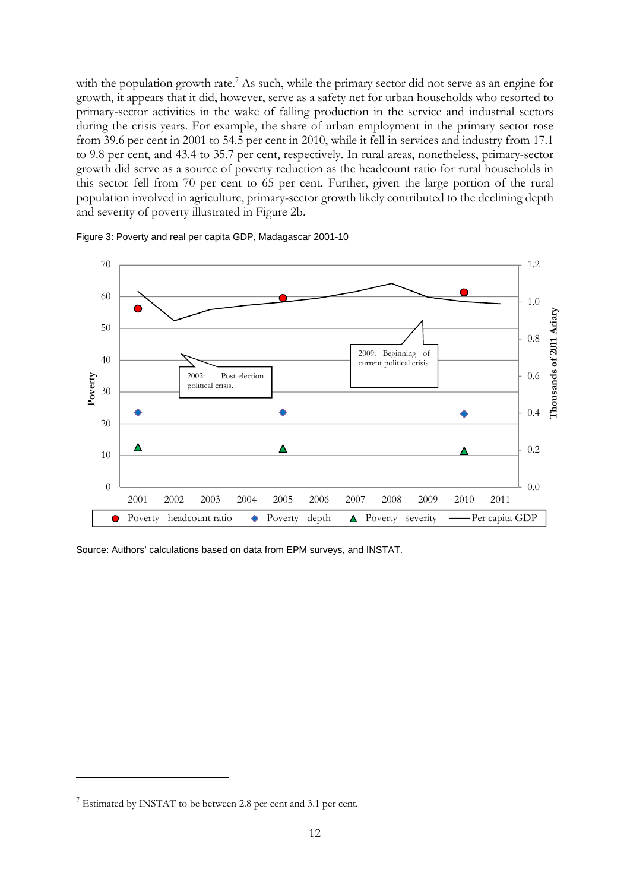with the population growth rate.[7] As such, while the primary sector did not serve as an engine for growth, it appears that it did, however, serve as a safety net for urban households who resorted to primary-sector activities in the wake of falling production in the service and industrial sectors during the crisis years. For example, the share of urban employment in the primary sector rose from 39.6 per cent in 2001 to 54.5 per cent in 2010, while it fell in services and industry from 17.1 to 9.8 per cent, and 43.4 to 35.7 per cent, respectively. In rural areas, nonetheless, primary-sector growth did serve as a source of poverty reduction as the headcount ratio for rural households in this sector fell from 70 per cent to 65 per cent. Further, given the large portion of the rural population involved in agriculture, primary-sector growth likely contributed to the declining depth and severity of poverty illustrated in Figure 2b.

Figure 3: Poverty and real per capita GDP, Madagascar 2001-10

Source: Authors' calculations based on data from EPM surveys, and INSTAT.

[7] Estimated by INSTAT to be between 2.8 per cent and 3.1 per cent.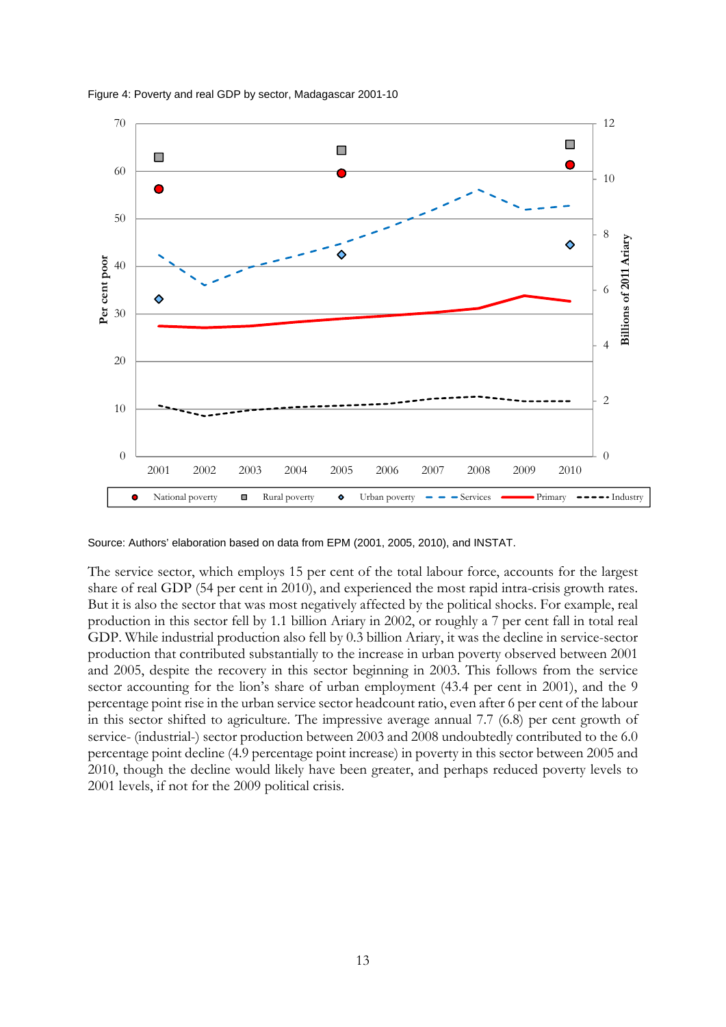Figure 4: Poverty and real GDP by sector, Madagascar 2001-10

Source: Authors' elaboration based on data from EPM (2001, 2005, 2010), and INSTAT.

The service sector, which employs 15 per cent of the total labour force, accounts for the largest share of real GDP (54 per cent in 2010), and experienced the most rapid intra-crisis growth rates. But it is also the sector that was most negatively affected by the political shocks. For example, real production in this sector fell by 1.1 billion Ariary in 2002, or roughly a 7 per cent fall in total real GDP. While industrial production also fell by 0.3 billion Ariary, it was the decline in service-sector production that contributed substantially to the increase in urban poverty observed between 2001 and 2005, despite the recovery in this sector beginning in 2003. This follows from the service sector accounting for the lion's share of urban employment (43.4 per cent in 2001), and the 9 percentage point rise in the urban service sector headcount ratio, even after 6 per cent of the labour in this sector shifted to agriculture. The impressive average annual 7.7 (6.8) per cent growth of service- (industrial-) sector production between 2003 and 2008 undoubtedly contributed to the 6.0 percentage point decline (4.9 percentage point increase) in poverty in this sector between 2005 and 2010, though the decline would likely have been greater, and perhaps reduced poverty levels to 2001 levels, if not for the 2009 political crisis.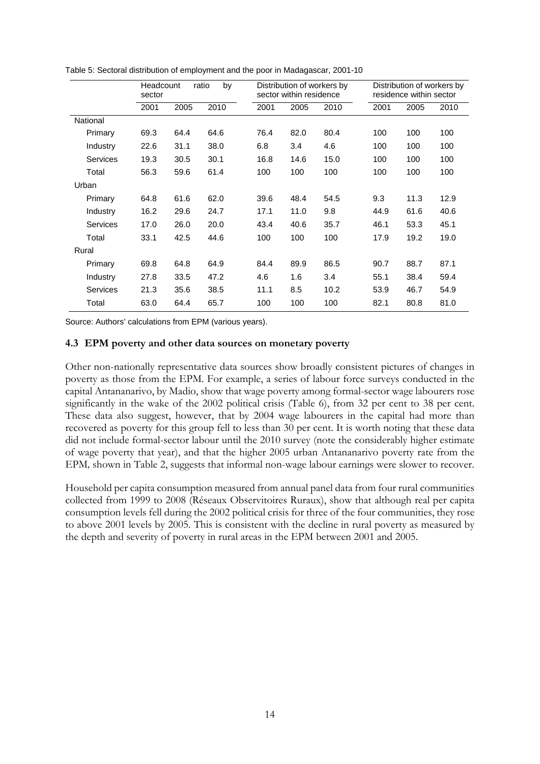Table 5: Sectoral distribution of employment and the poor in Madagascar, 2001-10

| | Headcount ratio by sector | | | Distribution of workers by sector within residence | | | Distribution of workers by residence within sector | | |
|---|---|---|---|---|---|---|---|---|---|
| | 2001 | 2005 | 2010 | 2001 | 2005 | 2010 | 2001 | 2005 | 2010 |
| National | | | | | | | | | |
| Primary | 69.3 | 64.4 | 64.6 | 76.4 | 82.0 | 80.4 | 100 | 100 | 100 |
| Industry | 22.6 | 31.1 | 38.0 | 6.8 | 3.4 | 4.6 | 100 | 100 | 100 |
| Services | 19.3 | 30.5 | 30.1 | 16.8 | 14.6 | 15.0 | 100 | 100 | 100 |
| Total | 56.3 | 59.6 | 61.4 | 100 | 100 | 100 | 100 | 100 | 100 |
| Urban | | | | | | | | | |
| Primary | 64.8 | 61.6 | 62.0 | 39.6 | 48.4 | 54.5 | 9.3 | 11.3 | 12.9 |
| Industry | 16.2 | 29.6 | 24.7 | 17.1 | 11.0 | 9.8 | 44.9 | 61.6 | 40.6 |
| Services | 17.0 | 26.0 | 20.0 | 43.4 | 40.6 | 35.7 | 46.1 | 53.3 | 45.1 |
| Total | 33.1 | 42.5 | 44.6 | 100 | 100 | 100 | 17.9 | 19.2 | 19.0 |
| Rural | | | | | | | | | |
| Primary | 69.8 | 64.8 | 64.9 | 84.4 | 89.9 | 86.5 | 90.7 | 88.7 | 87.1 |
| Industry | 27.8 | 33.5 | 47.2 | 4.6 | 1.6 | 3.4 | 55.1 | 38.4 | 59.4 |
| Services | 21.3 | 35.6 | 38.5 | 11.1 | 8.5 | 10.2 | 53.9 | 46.7 | 54.9 |
| Total | 63.0 | 64.4 | 65.7 | 100 | 100 | 100 | 82.1 | 80.8 | 81.0 |

Source: Authors' calculations from EPM (various years).

### 4.3 EPM poverty and other data sources on monetary poverty

Other non-nationally representative data sources show broadly consistent pictures of changes in poverty as those from the EPM. For example, a series of labour force surveys conducted in the capital Antananarivo, by Madio, show that wage poverty among formal-sector wage labourers rose significantly in the wake of the 2002 political crisis (Table 6), from 32 per cent to 38 per cent. These data also suggest, however, that by 2004 wage labourers in the capital had more than recovered as poverty for this group fell to less than 30 per cent. It is worth noting that these data did not include formal-sector labour until the 2010 survey (note the considerably higher estimate of wage poverty that year), and that the higher 2005 urban Antananarivo poverty rate from the EPM*,* shown in Table 2, suggests that informal non-wage labour earnings were slower to recover.

Household per capita consumption measured from annual panel data from four rural communities collected from 1999 to 2008 (Réseaux Observitoires Ruraux), show that although real per capita consumption levels fell during the 2002 political crisis for three of the four communities, they rose to above 2001 levels by 2005. This is consistent with the decline in rural poverty as measured by the depth and severity of poverty in rural areas in the EPM between 2001 and 2005.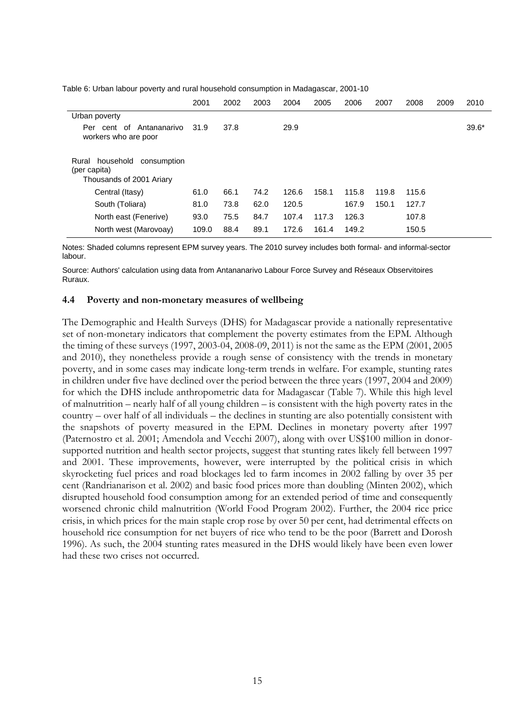Table 6: Urban labour poverty and rural household consumption in Madagascar, 2001-10

| | 2001 | 2002 | 2003 | 2004 | 2005 | 2006 | 2007 | 2008 | 2009 | 2010 |
|---|---|---|---|---|---|---|---|---|---|---|
| Urban poverty | | | | | | | | | | |
| Per cent of Antananarivo workers who are poor | 31.9 | 37.8 | | 29.9 | | | | | | 39.6* |
| Rural household consumption (per capita) | | | | | | | | | | |
| Thousands of 2001 Ariary | | | | | | | | | | |
| Central (Itasy) | 61.0 | 66.1 | 74.2 | 126.6 | 158.1 | 115.8 | 119.8 | 115.6 | | |
| South (Toliara) | 81.0 | 73.8 | 62.0 | 120.5 | | 167.9 | 150.1 | 127.7 | | |
| North east (Fenerive) | 93.0 | 75.5 | 84.7 | 107.4 | 117.3 | 126.3 | | 107.8 | | |
| North west (Marovoay) | 109.0 | 88.4 | 89.1 | 172.6 | 161.4 | 149.2 | | 150.5 | | |

Notes: Shaded columns represent EPM survey years. The 2010 survey includes both formal- and informal-sector labour.

Source: Authors' calculation using data from Antananarivo Labour Force Survey and Réseaux Observitoires Ruraux.

### 4.4 Poverty and non-monetary measures of wellbeing

The Demographic and Health Surveys (DHS) for Madagascar provide a nationally representative set of non-monetary indicators that complement the poverty estimates from the EPM. Although the timing of these surveys (1997, 2003-04, 2008-09, 2011) is not the same as the EPM (2001, 2005 and 2010), they nonetheless provide a rough sense of consistency with the trends in monetary poverty, and in some cases may indicate long-term trends in welfare. For example, stunting rates in children under five have declined over the period between the three years (1997, 2004 and 2009) for which the DHS include anthropometric data for Madagascar (Table 7). While this high level of malnutrition – nearly half of all young children – is consistent with the high poverty rates in the country – over half of all individuals – the declines in stunting are also potentially consistent with the snapshots of poverty measured in the EPM. Declines in monetary poverty after 1997 (Paternostro et al. 2001; Amendola and Vecchi 2007), along with over US$100 million in donor-supported nutrition and health sector projects, suggest that stunting rates likely fell between 1997 and 2001. These improvements, however, were interrupted by the political crisis in which skyrocketing fuel prices and road blockages led to farm incomes in 2002 falling by over 35 per cent (Randrianarison et al. 2002) and basic food prices more than doubling (Minten 2002), which disrupted household food consumption among for an extended period of time and consequently worsened chronic child malnutrition (World Food Program 2002). Further, the 2004 rice price crisis, in which prices for the main staple crop rose by over 50 per cent, had detrimental effects on household rice consumption for net buyers of rice who tend to be the poor (Barrett and Dorosh 1996). As such, the 2004 stunting rates measured in the DHS would likely have been even lower had these two crises not occurred.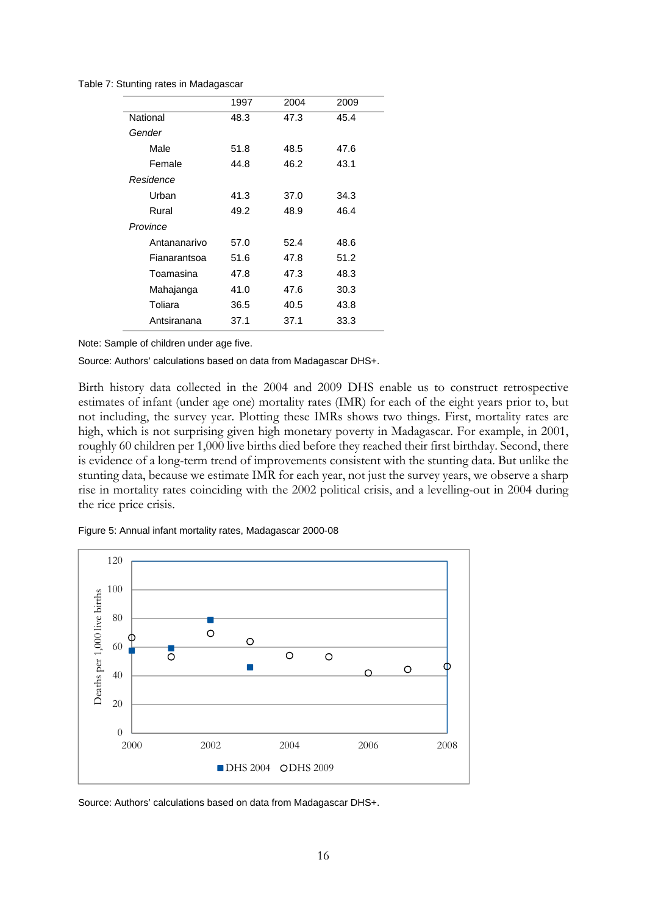Table 7: Stunting rates in Madagascar

| | 1997 | 2004 | 2009 |
|---|---|---|---|
| National | 48.3 | 47.3 | 45.4 |
| *Gender* | | | |
| Male | 51.8 | 48.5 | 47.6 |
| Female | 44.8 | 46.2 | 43.1 |
| *Residence* | | | |
| Urban | 41.3 | 37.0 | 34.3 |
| Rural | 49.2 | 48.9 | 46.4 |
| *Province* | | | |
| Antananarivo | 57.0 | 52.4 | 48.6 |
| Fianarantsoa | 51.6 | 47.8 | 51.2 |
| Toamasina | 47.8 | 47.3 | 48.3 |
| Mahajanga | 41.0 | 47.6 | 30.3 |
| Toliara | 36.5 | 40.5 | 43.8 |
| Antsiranana | 37.1 | 37.1 | 33.3 |

Note: Sample of children under age five.

Source: Authors' calculations based on data from Madagascar DHS+.

Birth history data collected in the 2004 and 2009 DHS enable us to construct retrospective estimates of infant (under age one) mortality rates (IMR) for each of the eight years prior to, but not including, the survey year. Plotting these IMRs shows two things. First, mortality rates are high, which is not surprising given high monetary poverty in Madagascar. For example, in 2001, roughly 60 children per 1,000 live births died before they reached their first birthday. Second, there is evidence of a long-term trend of improvements consistent with the stunting data. But unlike the stunting data, because we estimate IMR for each year, not just the survey years, we observe a sharp rise in mortality rates coinciding with the 2002 political crisis, and a levelling-out in 2004 during the rice price crisis.

Figure 5: Annual infant mortality rates, Madagascar 2000-08

Source: Authors' calculations based on data from Madagascar DHS+.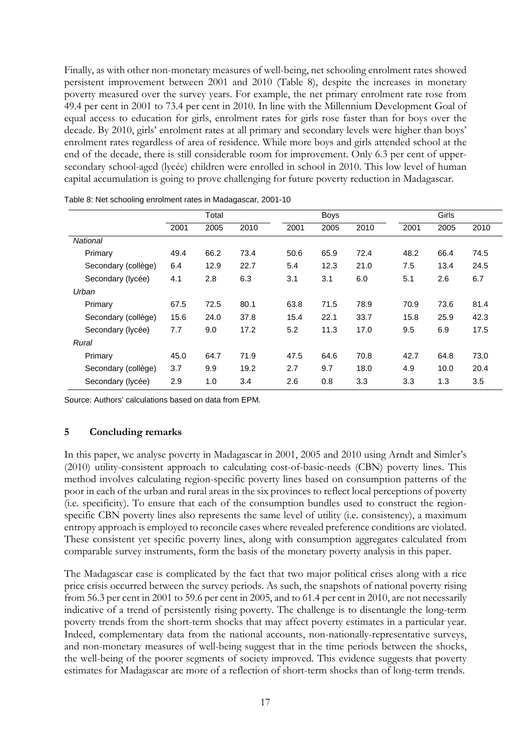Finally, as with other non-monetary measures of well-being, net schooling enrolment rates showed persistent improvement between 2001 and 2010 (Table 8), despite the increases in monetary poverty measured over the survey years. For example, the net primary enrolment rate rose from 49.4 per cent in 2001 to 73.4 per cent in 2010. In line with the Millennium Development Goal of equal access to education for girls, enrolment rates for girls rose faster than for boys over the decade. By 2010, girls' enrolment rates at all primary and secondary levels were higher than boys' enrolment rates regardless of area of residence. While more boys and girls attended school at the end of the decade, there is still considerable room for improvement. Only 6.3 per cent of upper-secondary school-aged (lycée) children were enrolled in school in 2010. This low level of human capital accumulation is going to prove challenging for future poverty reduction in Madagascar.

Table 8: Net schooling enrolment rates in Madagascar, 2001-10

| | Total | | | Boys | | | Girls | | |
|---|---|---|---|---|---|---|---|---|---|
| | 2001 | 2005 | 2010 | 2001 | 2005 | 2010 | 2001 | 2005 | 2010 |
| *National* | | | | | | | | | |
| Primary | 49.4 | 66.2 | 73.4 | 50.6 | 65.9 | 72.4 | 48.2 | 66.4 | 74.5 |
| Secondary (collège) | 6.4 | 12.9 | 22.7 | 5.4 | 12.3 | 21.0 | 7.5 | 13.4 | 24.5 |
| Secondary (lycée) | 4.1 | 2.8 | 6.3 | 3.1 | 3.1 | 6.0 | 5.1 | 2.6 | 6.7 |
| *Urban* | | | | | | | | | |
| Primary | 67.5 | 72.5 | 80.1 | 63.8 | 71.5 | 78.9 | 70.9 | 73.6 | 81.4 |
| Secondary (collège) | 15.6 | 24.0 | 37.8 | 15.4 | 22.1 | 33.7 | 15.8 | 25.9 | 42.3 |
| Secondary (lycée) | 7.7 | 9.0 | 17.2 | 5.2 | 11.3 | 17.0 | 9.5 | 6.9 | 17.5 |
| *Rural* | | | | | | | | | |
| Primary | 45.0 | 64.7 | 71.9 | 47.5 | 64.6 | 70.8 | 42.7 | 64.8 | 73.0 |
| Secondary (collège) | 3.7 | 9.9 | 19.2 | 2.7 | 9.7 | 18.0 | 4.9 | 10.0 | 20.4 |
| Secondary (lycée) | 2.9 | 1.0 | 3.4 | 2.6 | 0.8 | 3.3 | 3.3 | 1.3 | 3.5 |

Source: Authors' calculations based on data from EPM.

## 5 Concluding remarks

In this paper, we analyse poverty in Madagascar in 2001, 2005 and 2010 using Arndt and Simler's (2010) utility-consistent approach to calculating cost-of-basic-needs (CBN) poverty lines. This method involves calculating region-specific poverty lines based on consumption patterns of the poor in each of the urban and rural areas in the six provinces to reflect local perceptions of poverty (i.e. specificity). To ensure that each of the consumption bundles used to construct the region-specific CBN poverty lines also represents the same level of utility (i.e. consistency), a maximum entropy approach is employed to reconcile cases where revealed preference conditions are violated. These consistent yet specific poverty lines, along with consumption aggregates calculated from comparable survey instruments, form the basis of the monetary poverty analysis in this paper.

The Madagascar case is complicated by the fact that two major political crises along with a rice price crisis occurred between the survey periods. As such, the snapshots of national poverty rising from 56.3 per cent in 2001 to 59.6 per cent in 2005, and to 61.4 per cent in 2010, are not necessarily indicative of a trend of persistently rising poverty. The challenge is to disentangle the long-term poverty trends from the short-term shocks that may affect poverty estimates in a particular year. Indeed, complementary data from the national accounts, non-nationally-representative surveys, and non-monetary measures of well-being suggest that in the time periods between the shocks, the well-being of the poorer segments of society improved. This evidence suggests that poverty estimates for Madagascar are more of a reflection of short-term shocks than of long-term trends.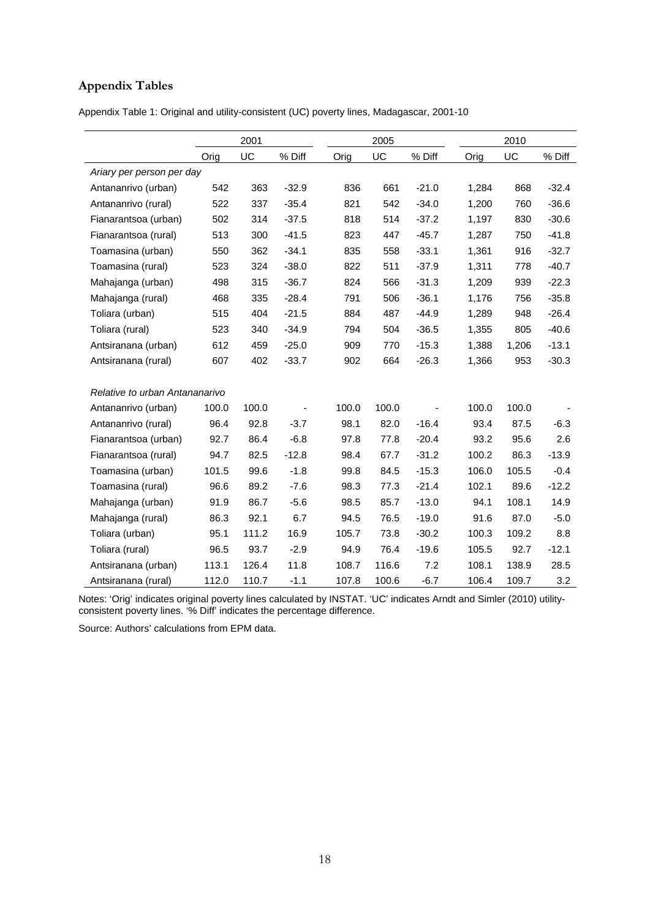## Appendix Tables

Appendix Table 1: Original and utility-consistent (UC) poverty lines, Madagascar, 2001-10

| | 2001 | | | 2005 | | | 2010 | | |
|---|---|---|---|---|---|---|---|---|---|
| | Orig | UC | % Diff | Orig | UC | % Diff | Orig | UC | % Diff |
| *Ariary per person per day* | | | | | | | | | |
| Antananrivo (urban) | 542 | 363 | -32.9 | 836 | 661 | -21.0 | 1,284 | 868 | -32.4 |
| Antananrivo (rural) | 522 | 337 | -35.4 | 821 | 542 | -34.0 | 1,200 | 760 | -36.6 |
| Fianarantsoa (urban) | 502 | 314 | -37.5 | 818 | 514 | -37.2 | 1,197 | 830 | -30.6 |
| Fianarantsoa (rural) | 513 | 300 | -41.5 | 823 | 447 | -45.7 | 1,287 | 750 | -41.8 |
| Toamasina (urban) | 550 | 362 | -34.1 | 835 | 558 | -33.1 | 1,361 | 916 | -32.7 |
| Toamasina (rural) | 523 | 324 | -38.0 | 822 | 511 | -37.9 | 1,311 | 778 | -40.7 |
| Mahajanga (urban) | 498 | 315 | -36.7 | 824 | 566 | -31.3 | 1,209 | 939 | -22.3 |
| Mahajanga (rural) | 468 | 335 | -28.4 | 791 | 506 | -36.1 | 1,176 | 756 | -35.8 |
| Toliara (urban) | 515 | 404 | -21.5 | 884 | 487 | -44.9 | 1,289 | 948 | -26.4 |
| Toliara (rural) | 523 | 340 | -34.9 | 794 | 504 | -36.5 | 1,355 | 805 | -40.6 |
| Antsiranana (urban) | 612 | 459 | -25.0 | 909 | 770 | -15.3 | 1,388 | 1,206 | -13.1 |
| Antsiranana (rural) | 607 | 402 | -33.7 | 902 | 664 | -26.3 | 1,366 | 953 | -30.3 |
| *Relative to urban Antananarivo* | | | | | | | | | |
| Antananrivo (urban) | 100.0 | 100.0 | - | 100.0 | 100.0 | - | 100.0 | 100.0 | - |
| Antananrivo (rural) | 96.4 | 92.8 | -3.7 | 98.1 | 82.0 | -16.4 | 93.4 | 87.5 | -6.3 |
| Fianarantsoa (urban) | 92.7 | 86.4 | -6.8 | 97.8 | 77.8 | -20.4 | 93.2 | 95.6 | 2.6 |
| Fianarantsoa (rural) | 94.7 | 82.5 | -12.8 | 98.4 | 67.7 | -31.2 | 100.2 | 86.3 | -13.9 |
| Toamasina (urban) | 101.5 | 99.6 | -1.8 | 99.8 | 84.5 | -15.3 | 106.0 | 105.5 | -0.4 |
| Toamasina (rural) | 96.6 | 89.2 | -7.6 | 98.3 | 77.3 | -21.4 | 102.1 | 89.6 | -12.2 |
| Mahajanga (urban) | 91.9 | 86.7 | -5.6 | 98.5 | 85.7 | -13.0 | 94.1 | 108.1 | 14.9 |
| Mahajanga (rural) | 86.3 | 92.1 | 6.7 | 94.5 | 76.5 | -19.0 | 91.6 | 87.0 | -5.0 |
| Toliara (urban) | 95.1 | 111.2 | 16.9 | 105.7 | 73.8 | -30.2 | 100.3 | 109.2 | 8.8 |
| Toliara (rural) | 96.5 | 93.7 | -2.9 | 94.9 | 76.4 | -19.6 | 105.5 | 92.7 | -12.1 |
| Antsiranana (urban) | 113.1 | 126.4 | 11.8 | 108.7 | 116.6 | 7.2 | 108.1 | 138.9 | 28.5 |
| Antsiranana (rural) | 112.0 | 110.7 | -1.1 | 107.8 | 100.6 | -6.7 | 106.4 | 109.7 | 3.2 |

Notes: 'Orig' indicates original poverty lines calculated by INSTAT. 'UC' indicates Arndt and Simler (2010) utility-consistent poverty lines. '% Diff' indicates the percentage difference.

Source: Authors' calculations from EPM data.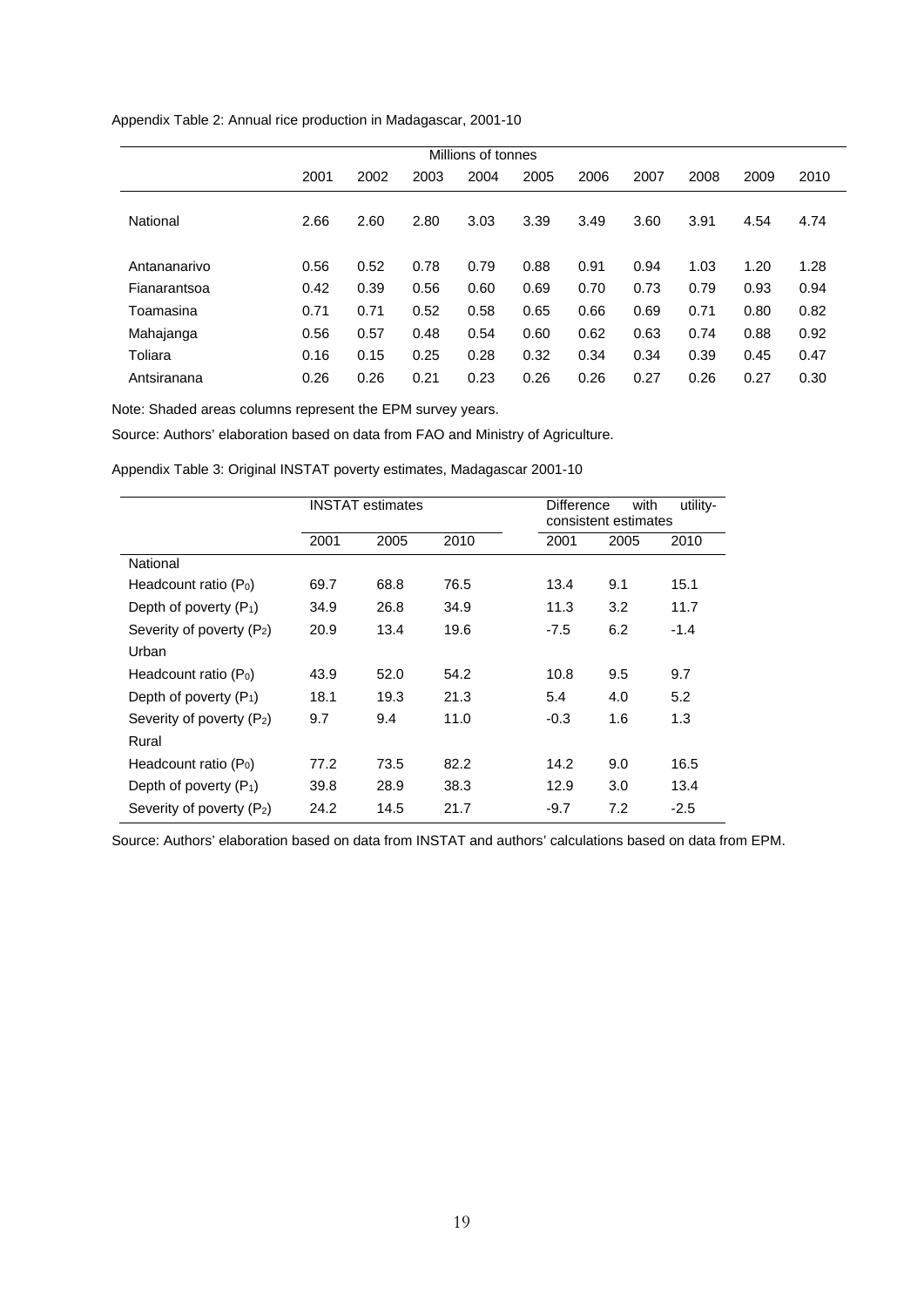Appendix Table 2: Annual rice production in Madagascar, 2001-10

| | Millions of tonnes | | | | | | | | | |
|---|---|---|---|---|---|---|---|---|---|---|
| | 2001 | 2002 | 2003 | 2004 | 2005 | 2006 | 2007 | 2008 | 2009 | 2010 |
| National | 2.66 | 2.60 | 2.80 | 3.03 | 3.39 | 3.49 | 3.60 | 3.91 | 4.54 | 4.74 |
| Antananarivo | 0.56 | 0.52 | 0.78 | 0.79 | 0.88 | 0.91 | 0.94 | 1.03 | 1.20 | 1.28 |
| Fianarantsoa | 0.42 | 0.39 | 0.56 | 0.60 | 0.69 | 0.70 | 0.73 | 0.79 | 0.93 | 0.94 |
| Toamasina | 0.71 | 0.71 | 0.52 | 0.58 | 0.65 | 0.66 | 0.69 | 0.71 | 0.80 | 0.82 |
| Mahajanga | 0.56 | 0.57 | 0.48 | 0.54 | 0.60 | 0.62 | 0.63 | 0.74 | 0.88 | 0.92 |
| Toliara | 0.16 | 0.15 | 0.25 | 0.28 | 0.32 | 0.34 | 0.34 | 0.39 | 0.45 | 0.47 |
| Antsiranana | 0.26 | 0.26 | 0.21 | 0.23 | 0.26 | 0.26 | 0.27 | 0.26 | 0.27 | 0.30 |

Note: Shaded areas columns represent the EPM survey years.

Source: Authors' elaboration based on data from FAO and Ministry of Agriculture.

Appendix Table 3: Original INSTAT poverty estimates, Madagascar 2001-10

| | INSTAT estimates | | | Difference with utility-consistent estimates | | |
|---|---|---|---|---|---|---|
| | 2001 | 2005 | 2010 | 2001 | 2005 | 2010 |
| National | | | | | | |
| Headcount ratio ($P_0$) | 69.7 | 68.8 | 76.5 | 13.4 | 9.1 | 15.1 |
| Depth of poverty ($P_1$) | 34.9 | 26.8 | 34.9 | 11.3 | 3.2 | 11.7 |
| Severity of poverty ($P_2$) | 20.9 | 13.4 | 19.6 | -7.5 | 6.2 | -1.4 |
| Urban | | | | | | |
| Headcount ratio ($P_0$) | 43.9 | 52.0 | 54.2 | 10.8 | 9.5 | 9.7 |
| Depth of poverty ($P_1$) | 18.1 | 19.3 | 21.3 | 5.4 | 4.0 | 5.2 |
| Severity of poverty ($P_2$) | 9.7 | 9.4 | 11.0 | -0.3 | 1.6 | 1.3 |
| Rural | | | | | | |
| Headcount ratio ($P_0$) | 77.2 | 73.5 | 82.2 | 14.2 | 9.0 | 16.5 |
| Depth of poverty ($P_1$) | 39.8 | 28.9 | 38.3 | 12.9 | 3.0 | 13.4 |
| Severity of poverty ($P_2$) | 24.2 | 14.5 | 21.7 | -9.7 | 7.2 | -2.5 |

Source: Authors' elaboration based on data from INSTAT and authors' calculations based on data from EPM.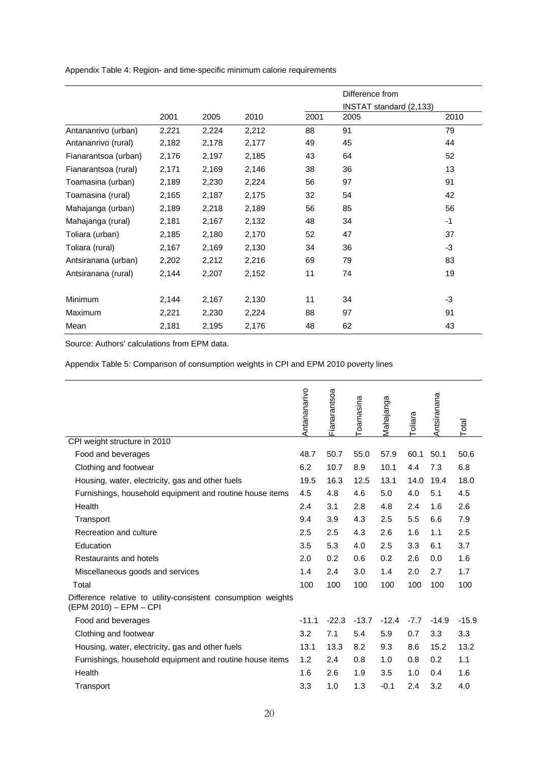Appendix Table 4: Region- and time-specific minimum calorie requirements

| | 2001 | 2005 | 2010 | Difference from INSTAT standard (2,133) 2001 | 2005 | 2010 |
|---|---|---|---|---|---|---|
| Antananrivo (urban) | 2,221 | 2,224 | 2,212 | 88 | 91 | 79 |
| Antananrivo (rural) | 2,182 | 2,178 | 2,177 | 49 | 45 | 44 |
| Fianarantsoa (urban) | 2,176 | 2,197 | 2,185 | 43 | 64 | 52 |
| Fianarantsoa (rural) | 2,171 | 2,169 | 2,146 | 38 | 36 | 13 |
| Toamasina (urban) | 2,189 | 2,230 | 2,224 | 56 | 97 | 91 |
| Toamasina (rural) | 2,165 | 2,187 | 2,175 | 32 | 54 | 42 |
| Mahajanga (urban) | 2,189 | 2,218 | 2,189 | 56 | 85 | 56 |
| Mahajanga (rural) | 2,181 | 2,167 | 2,132 | 48 | 34 | -1 |
| Toliara (urban) | 2,185 | 2,180 | 2,170 | 52 | 47 | 37 |
| Toliara (rural) | 2,167 | 2,169 | 2,130 | 34 | 36 | -3 |
| Antsiranana (urban) | 2,202 | 2,212 | 2,216 | 69 | 79 | 83 |
| Antsiranana (rural) | 2,144 | 2,207 | 2,152 | 11 | 74 | 19 |
| Minimum | 2,144 | 2,167 | 2,130 | 11 | 34 | -3 |
| Maximum | 2,221 | 2,230 | 2,224 | 88 | 97 | 91 |
| Mean | 2,181 | 2,195 | 2,176 | 48 | 62 | 43 |

Source: Authors' calculations from EPM data.

Appendix Table 5: Comparison of consumption weights in CPI and EPM 2010 poverty lines

| | Antananarivo | Fianarantsoa | Toamasina | Mahajanga | Toliara | Antsiranana | Total |
|---|---|---|---|---|---|---|---|
| CPI weight structure in 2010 | | | | | | | |
| Food and beverages | 48.7 | 50.7 | 55.0 | 57.9 | 60.1 | 50.1 | 50.6 |
| Clothing and footwear | 6.2 | 10.7 | 8.9 | 10.1 | 4.4 | 7.3 | 6.8 |
| Housing, water, electricity, gas and other fuels | 19.5 | 16.3 | 12.5 | 13.1 | 14.0 | 19.4 | 18.0 |
| Furnishings, household equipment and routine house items | 4.5 | 4.8 | 4.6 | 5.0 | 4.0 | 5.1 | 4.5 |
| Health | 2.4 | 3.1 | 2.8 | 4.8 | 2.4 | 1.6 | 2.6 |
| Transport | 9.4 | 3.9 | 4.3 | 2.5 | 5.5 | 6.6 | 7.9 |
| Recreation and culture | 2.5 | 2.5 | 4.3 | 2.6 | 1.6 | 1.1 | 2.5 |
| Education | 3.5 | 5.3 | 4.0 | 2.5 | 3.3 | 6.1 | 3.7 |
| Restaurants and hotels | 2.0 | 0.2 | 0.6 | 0.2 | 2.6 | 0.0 | 1.6 |
| Miscellaneous goods and services | 1.4 | 2.4 | 3.0 | 1.4 | 2.0 | 2.7 | 1.7 |
| Total | 100 | 100 | 100 | 100 | 100 | 100 | 100 |
| Difference relative to utility-consistent consumption weights (EPM 2010) – EPM – CPI | | | | | | | |
| Food and beverages | -11.1 | -22.3 | -13.7 | -12.4 | -7.7 | -14.9 | -15.9 |
| Clothing and footwear | 3.2 | 7.1 | 5.4 | 5.9 | 0.7 | 3.3 | 3.3 |
| Housing, water, electricity, gas and other fuels | 13.1 | 13.3 | 8.2 | 9.3 | 8.6 | 15.2 | 13.2 |
| Furnishings, household equipment and routine house items | 1.2 | 2.4 | 0.8 | 1.0 | 0.8 | 0.2 | 1.1 |
| Health | 1.6 | 2.6 | 1.9 | 3.5 | 1.0 | 0.4 | 1.6 |
| Transport | 3.3 | 1.0 | 1.3 | -0.1 | 2.4 | 3.2 | 4.0 |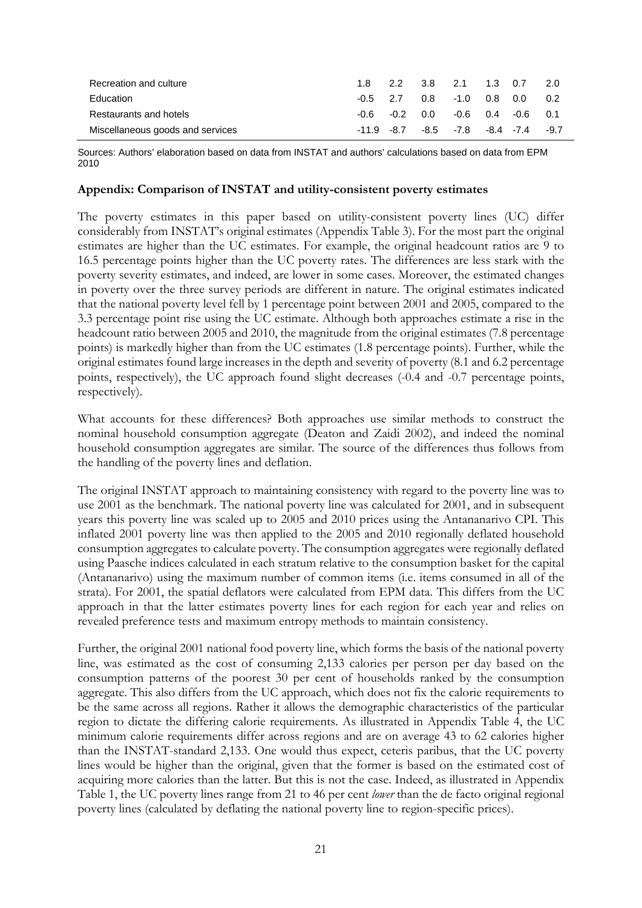| | | | | | | | |
|---|---|---|---|---|---|---|---|
| Recreation and culture | 1.8 | 2.2 | 3.8 | 2.1 | 1.3 | 0.7 | 2.0 |
| Education | -0.5 | 2.7 | 0.8 | -1.0 | 0.8 | 0.0 | 0.2 |
| Restaurants and hotels | -0.6 | -0.2 | 0.0 | -0.6 | 0.4 | -0.6 | 0.1 |
| Miscellaneous goods and services | -11.9 | -8.7 | -8.5 | -7.8 | -8.4 | -7.4 | -9.7 |

Sources: Authors' elaboration based on data from INSTAT and authors' calculations based on data from EPM 2010

**Appendix: Comparison of INSTAT and utility-consistent poverty estimates**

The poverty estimates in this paper based on utility-consistent poverty lines (UC) differ considerably from INSTAT's original estimates (Appendix Table 3). For the most part the original estimates are higher than the UC estimates. For example, the original headcount ratios are 9 to 16.5 percentage points higher than the UC poverty rates. The differences are less stark with the poverty severity estimates, and indeed, are lower in some cases. Moreover, the estimated changes in poverty over the three survey periods are different in nature. The original estimates indicated that the national poverty level fell by 1 percentage point between 2001 and 2005, compared to the 3.3 percentage point rise using the UC estimate. Although both approaches estimate a rise in the headcount ratio between 2005 and 2010, the magnitude from the original estimates (7.8 percentage points) is markedly higher than from the UC estimates (1.8 percentage points). Further, while the original estimates found large increases in the depth and severity of poverty (8.1 and 6.2 percentage points, respectively), the UC approach found slight decreases (-0.4 and -0.7 percentage points, respectively).

What accounts for these differences? Both approaches use similar methods to construct the nominal household consumption aggregate (Deaton and Zaidi 2002), and indeed the nominal household consumption aggregates are similar. The source of the differences thus follows from the handling of the poverty lines and deflation.

The original INSTAT approach to maintaining consistency with regard to the poverty line was to use 2001 as the benchmark. The national poverty line was calculated for 2001, and in subsequent years this poverty line was scaled up to 2005 and 2010 prices using the Antananarivo CPI. This inflated 2001 poverty line was then applied to the 2005 and 2010 regionally deflated household consumption aggregates to calculate poverty. The consumption aggregates were regionally deflated using Paasche indices calculated in each stratum relative to the consumption basket for the capital (Antananarivo) using the maximum number of common items (i.e. items consumed in all of the strata). For 2001, the spatial deflators were calculated from EPM data. This differs from the UC approach in that the latter estimates poverty lines for each region for each year and relies on revealed preference tests and maximum entropy methods to maintain consistency.

Further, the original 2001 national food poverty line, which forms the basis of the national poverty line, was estimated as the cost of consuming 2,133 calories per person per day based on the consumption patterns of the poorest 30 per cent of households ranked by the consumption aggregate. This also differs from the UC approach, which does not fix the calorie requirements to be the same across all regions. Rather it allows the demographic characteristics of the particular region to dictate the differing calorie requirements. As illustrated in Appendix Table 4, the UC minimum calorie requirements differ across regions and are on average 43 to 62 calories higher than the INSTAT-standard 2,133. One would thus expect, ceteris paribus, that the UC poverty lines would be higher than the original, given that the former is based on the estimated cost of acquiring more calories than the latter. But this is not the case. Indeed, as illustrated in Appendix Table 1, the UC poverty lines range from 21 to 46 per cent *lower* than the de facto original regional poverty lines (calculated by deflating the national poverty line to region-specific prices).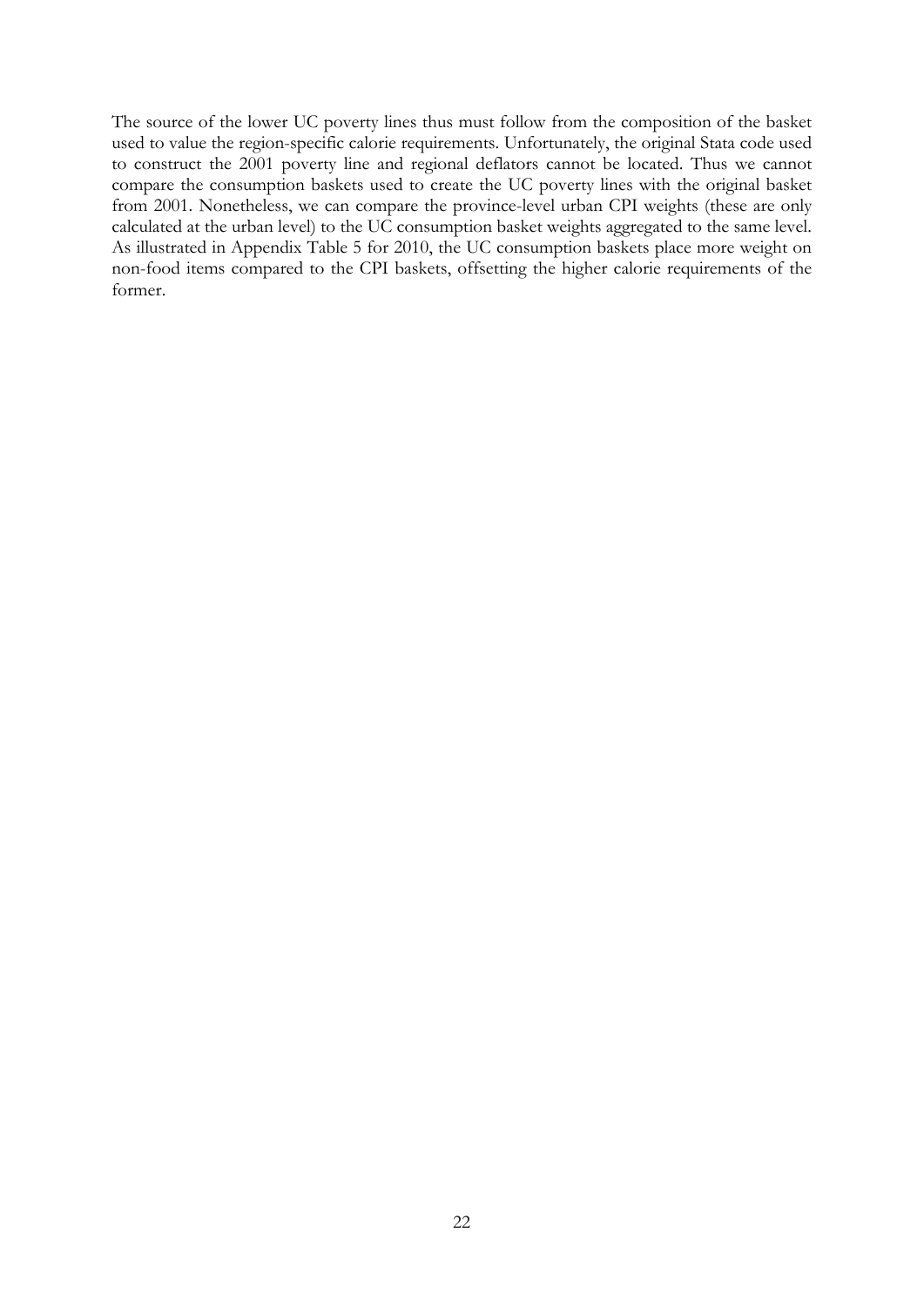The source of the lower UC poverty lines thus must follow from the composition of the basket used to value the region-specific calorie requirements. Unfortunately, the original Stata code used to construct the 2001 poverty line and regional deflators cannot be located. Thus we cannot compare the consumption baskets used to create the UC poverty lines with the original basket from 2001. Nonetheless, we can compare the province-level urban CPI weights (these are only calculated at the urban level) to the UC consumption basket weights aggregated to the same level. As illustrated in Appendix Table 5 for 2010, the UC consumption baskets place more weight on non-food items compared to the CPI baskets, offsetting the higher calorie requirements of the former.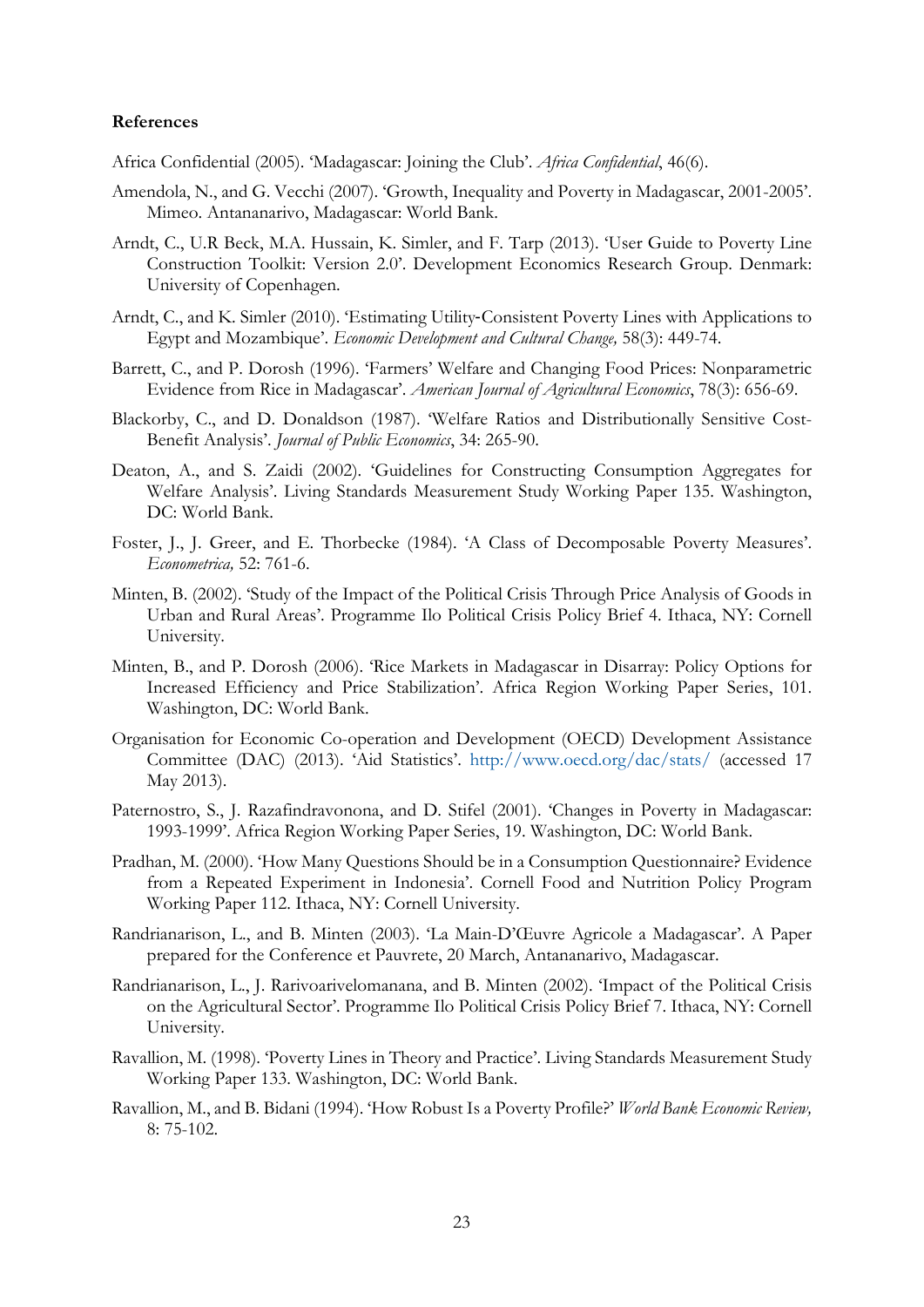**References**

Africa Confidential (2005). 'Madagascar: Joining the Club'. *Africa Confidential*, 46(6).

Amendola, N., and G. Vecchi (2007). 'Growth, Inequality and Poverty in Madagascar, 2001-2005'. Mimeo. Antananarivo, Madagascar: World Bank.

Arndt, C., U.R Beck, M.A. Hussain, K. Simler, and F. Tarp (2013). 'User Guide to Poverty Line Construction Toolkit: Version 2.0'. Development Economics Research Group. Denmark: University of Copenhagen.

Arndt, C., and K. Simler (2010). 'Estimating Utility-Consistent Poverty Lines with Applications to Egypt and Mozambique'. *Economic Development and Cultural Change,* 58(3): 449-74.

Barrett, C., and P. Dorosh (1996). 'Farmers' Welfare and Changing Food Prices: Nonparametric Evidence from Rice in Madagascar'. *American Journal of Agricultural Economics*, 78(3): 656-69.

Blackorby, C., and D. Donaldson (1987). 'Welfare Ratios and Distributionally Sensitive Cost-Benefit Analysis'. *Journal of Public Economics*, 34: 265-90.

Deaton, A., and S. Zaidi (2002). 'Guidelines for Constructing Consumption Aggregates for Welfare Analysis'. Living Standards Measurement Study Working Paper 135. Washington, DC: World Bank.

Foster, J., J. Greer, and E. Thorbecke (1984). 'A Class of Decomposable Poverty Measures'. *Econometrica,* 52: 761-6.

Minten, B. (2002). 'Study of the Impact of the Political Crisis Through Price Analysis of Goods in Urban and Rural Areas'. Programme Ilo Political Crisis Policy Brief 4. Ithaca, NY: Cornell University.

Minten, B., and P. Dorosh (2006). 'Rice Markets in Madagascar in Disarray: Policy Options for Increased Efficiency and Price Stabilization'. Africa Region Working Paper Series, 101. Washington, DC: World Bank.

Organisation for Economic Co-operation and Development (OECD) Development Assistance Committee (DAC) (2013). 'Aid Statistics'. http://www.oecd.org/dac/stats/ (accessed 17 May 2013).

Paternostro, S., J. Razafindravonona, and D. Stifel (2001). 'Changes in Poverty in Madagascar: 1993-1999'. Africa Region Working Paper Series, 19. Washington, DC: World Bank.

Pradhan, M. (2000). 'How Many Questions Should be in a Consumption Questionnaire? Evidence from a Repeated Experiment in Indonesia'. Cornell Food and Nutrition Policy Program Working Paper 112. Ithaca, NY: Cornell University.

Randrianarison, L., and B. Minten (2003). 'La Main-D'Œuvre Agricole a Madagascar'. A Paper prepared for the Conference et Pauvrete, 20 March, Antananarivo, Madagascar.

Randrianarison, L., J. Rarivoarivelomanana, and B. Minten (2002). 'Impact of the Political Crisis on the Agricultural Sector'. Programme Ilo Political Crisis Policy Brief 7. Ithaca, NY: Cornell University.

Ravallion, M. (1998). 'Poverty Lines in Theory and Practice'. Living Standards Measurement Study Working Paper 133. Washington, DC: World Bank.

Ravallion, M., and B. Bidani (1994). 'How Robust Is a Poverty Profile?' *World Bank Economic Review,* 8: 75-102.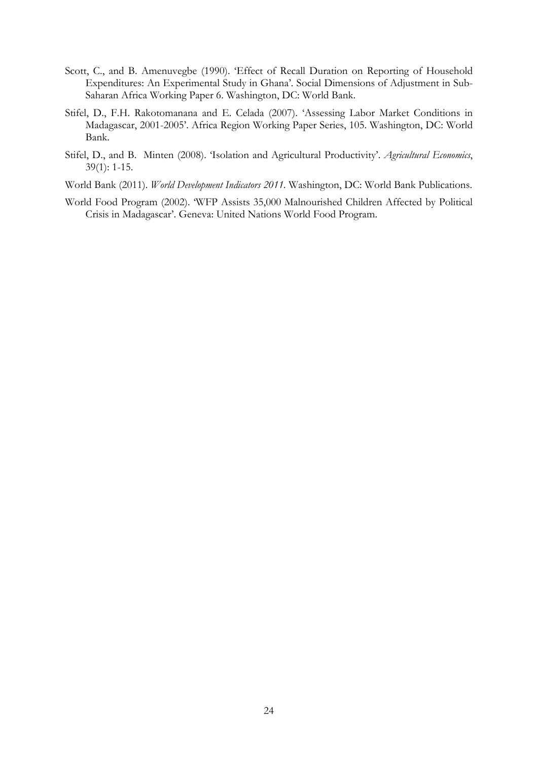Scott, C., and B. Amenuvegbe (1990). 'Effect of Recall Duration on Reporting of Household Expenditures: An Experimental Study in Ghana'. Social Dimensions of Adjustment in Sub-Saharan Africa Working Paper 6. Washington, DC: World Bank.

Stifel, D., F.H. Rakotomanana and E. Celada (2007). 'Assessing Labor Market Conditions in Madagascar, 2001-2005'. Africa Region Working Paper Series, 105. Washington, DC: World Bank.

Stifel, D., and B. Minten (2008). 'Isolation and Agricultural Productivity'. *Agricultural Economics*, 39(1): 1-15.

World Bank (2011). *World Development Indicators 2011*. Washington, DC: World Bank Publications.

World Food Program (2002). 'WFP Assists 35,000 Malnourished Children Affected by Political Crisis in Madagascar'. Geneva: United Nations World Food Program.